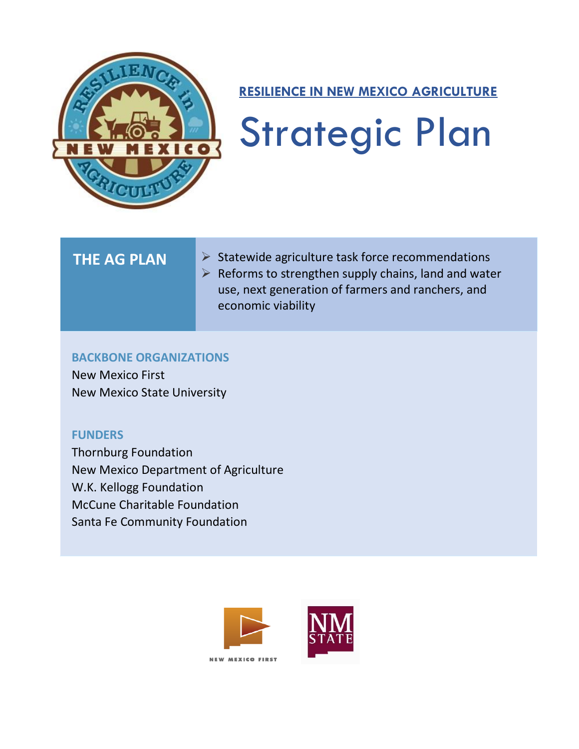**RESILIENCE IN NEW MEXICO AGRICULTURE**

# Strategic Plan

## THE AG PLAN

- Statewide agriculture task force recommendations
- Reforms to strengthen supply chains, land and water use, next generation of farmers and ranchers, and economic viability

### BACKBONE ORGANIZATIONS

New Mexico First
New Mexico State University

### FUNDERS

Thornburg Foundation
New Mexico Department of Agriculture
W.K. Kellogg Foundation
McCune Charitable Foundation
Santa Fe Community Foundation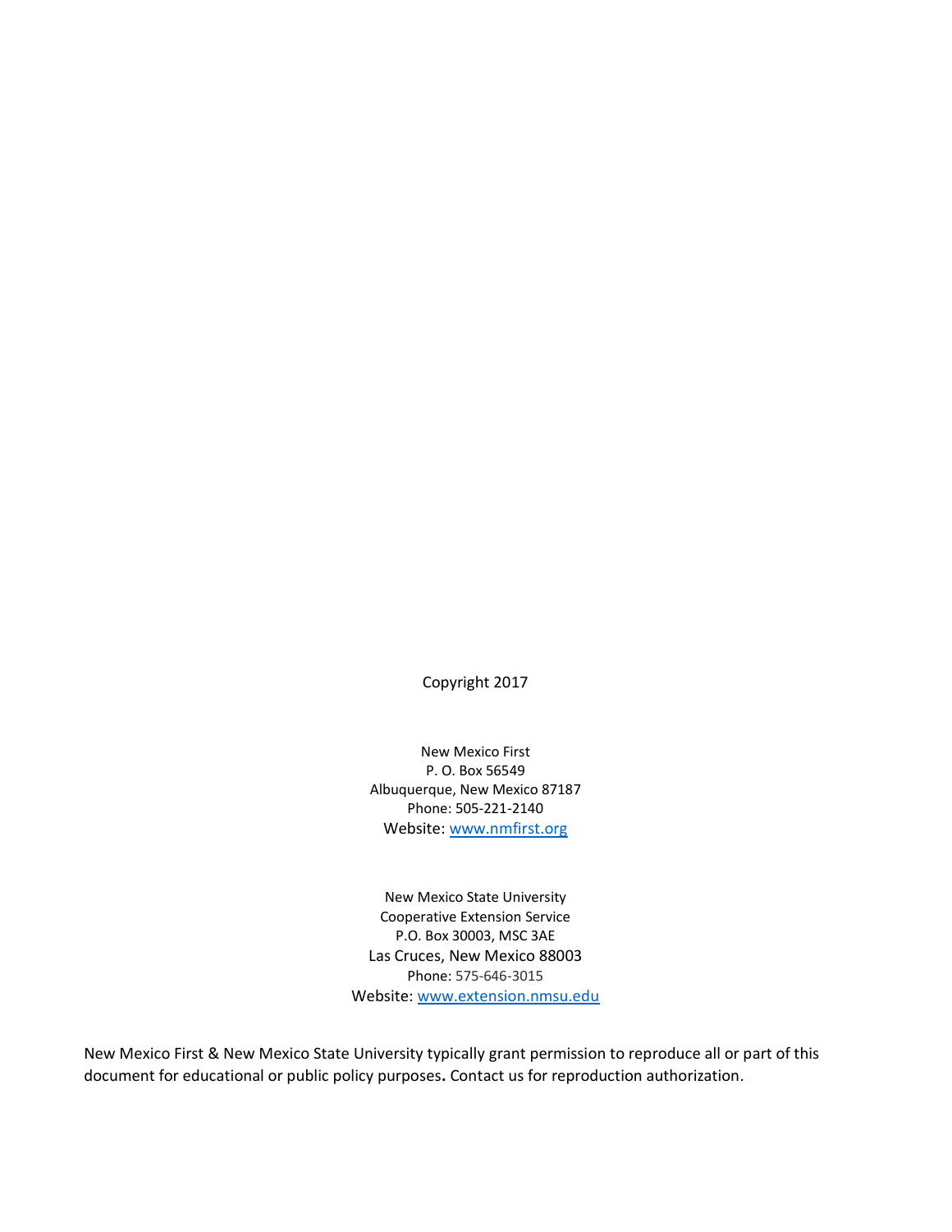Copyright 2017

New Mexico First  
P. O. Box 56549  
Albuquerque, New Mexico 87187  
Phone: 505-221-2140  
Website: [www.nmfirst.org](http://www.nmfirst.org)

New Mexico State University  
Cooperative Extension Service  
P.O. Box 30003, MSC 3AE  
Las Cruces, New Mexico 88003  
Phone: 575-646-3015  
Website: [www.extension.nmsu.edu](http://www.extension.nmsu.edu)

New Mexico First & New Mexico State University typically grant permission to reproduce all or part of this document for educational or public policy purposes**.** Contact us for reproduction authorization.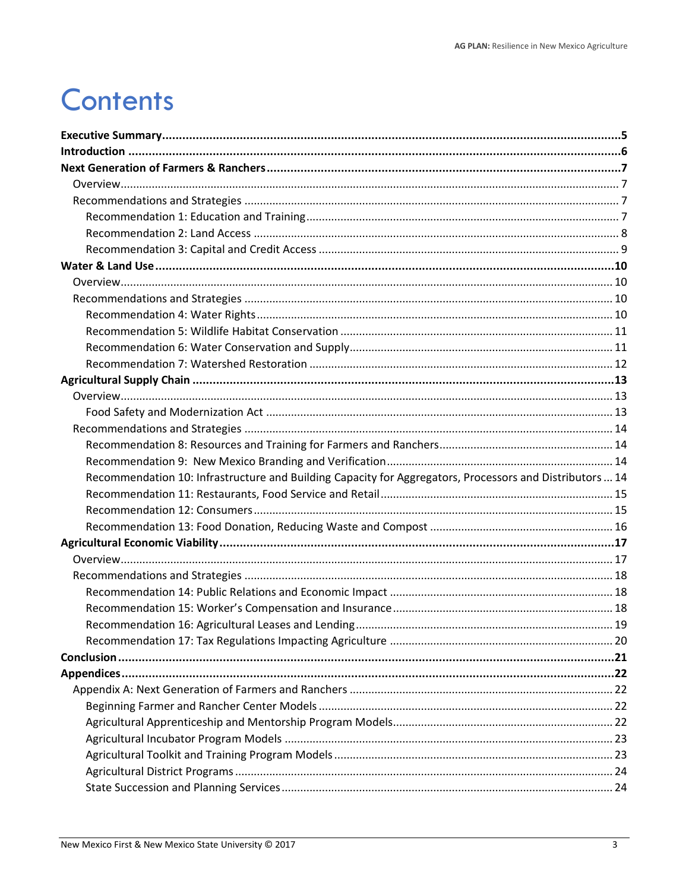# Contents

**Executive Summary** ..... **5**
**Introduction** ..... **6**
**Next Generation of Farmers & Ranchers** ..... **7**
- Overview ..... 7
- Recommendations and Strategies ..... 7
  - Recommendation 1: Education and Training ..... 7
  - Recommendation 2: Land Access ..... 8
  - Recommendation 3: Capital and Credit Access ..... 9

**Water & Land Use** ..... **10**
- Overview ..... 10
- Recommendations and Strategies ..... 10
  - Recommendation 4: Water Rights ..... 10
  - Recommendation 5: Wildlife Habitat Conservation ..... 11
  - Recommendation 6: Water Conservation and Supply ..... 11
  - Recommendation 7: Watershed Restoration ..... 12

**Agricultural Supply Chain** ..... **13**
- Overview ..... 13
  - Food Safety and Modernization Act ..... 13
- Recommendations and Strategies ..... 14
  - Recommendation 8: Resources and Training for Farmers and Ranchers ..... 14
  - Recommendation 9: New Mexico Branding and Verification ..... 14
  - Recommendation 10: Infrastructure and Building Capacity for Aggregators, Processors and Distributors ..... 14
  - Recommendation 11: Restaurants, Food Service and Retail ..... 15
  - Recommendation 12: Consumers ..... 15
  - Recommendation 13: Food Donation, Reducing Waste and Compost ..... 16

**Agricultural Economic Viability** ..... **17**
- Overview ..... 17
- Recommendations and Strategies ..... 18
  - Recommendation 14: Public Relations and Economic Impact ..... 18
  - Recommendation 15: Worker's Compensation and Insurance ..... 18
  - Recommendation 16: Agricultural Leases and Lending ..... 19
  - Recommendation 17: Tax Regulations Impacting Agriculture ..... 20

**Conclusion** ..... **21**
**Appendices** ..... **22**
- Appendix A: Next Generation of Farmers and Ranchers ..... 22
  - Beginning Farmer and Rancher Center Models ..... 22
  - Agricultural Apprenticeship and Mentorship Program Models ..... 22
  - Agricultural Incubator Program Models ..... 23
  - Agricultural Toolkit and Training Program Models ..... 23
  - Agricultural District Programs ..... 24
  - State Succession and Planning Services ..... 24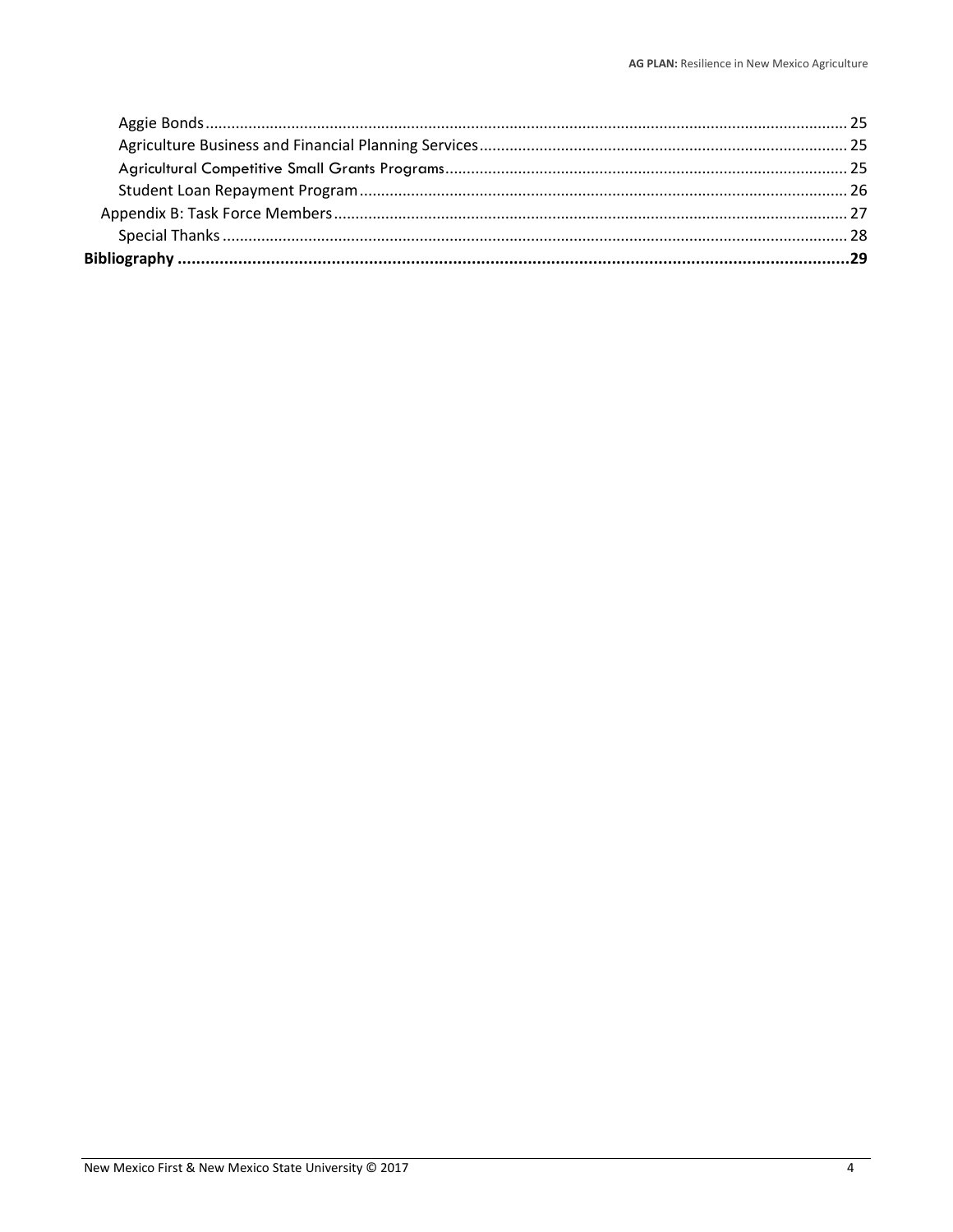Aggie Bonds ........................................................................ 25
Agriculture Business and Financial Planning Services ........................................................................ 25
Agricultural Competitive Small Grants Programs ........................................................................ 25
Student Loan Repayment Program ........................................................................ 26
Appendix B: Task Force Members ........................................................................ 27
Special Thanks ........................................................................ 28
**Bibliography ........................................................................ 29**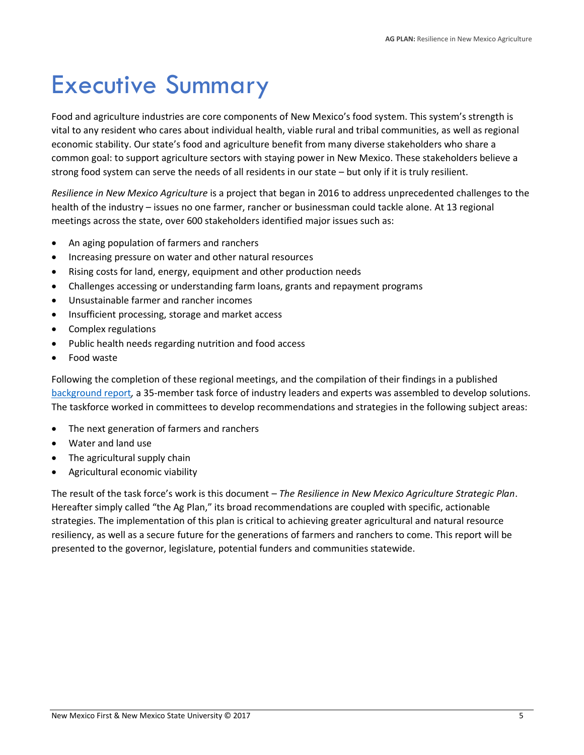# Executive Summary

Food and agriculture industries are core components of New Mexico's food system. This system's strength is vital to any resident who cares about individual health, viable rural and tribal communities, as well as regional economic stability. Our state's food and agriculture benefit from many diverse stakeholders who share a common goal: to support agriculture sectors with staying power in New Mexico. These stakeholders believe a strong food system can serve the needs of all residents in our state – but only if it is truly resilient.

*Resilience in New Mexico Agriculture* is a project that began in 2016 to address unprecedented challenges to the health of the industry – issues no one farmer, rancher or businessman could tackle alone. At 13 regional meetings across the state, over 600 stakeholders identified major issues such as:

- An aging population of farmers and ranchers
- Increasing pressure on water and other natural resources
- Rising costs for land, energy, equipment and other production needs
- Challenges accessing or understanding farm loans, grants and repayment programs
- Unsustainable farmer and rancher incomes
- Insufficient processing, storage and market access
- Complex regulations
- Public health needs regarding nutrition and food access
- Food waste

Following the completion of these regional meetings, and the compilation of their findings in a published background report, a 35-member task force of industry leaders and experts was assembled to develop solutions. The taskforce worked in committees to develop recommendations and strategies in the following subject areas:

- The next generation of farmers and ranchers
- Water and land use
- The agricultural supply chain
- Agricultural economic viability

The result of the task force's work is this document – *The Resilience in New Mexico Agriculture Strategic Plan*. Hereafter simply called "the Ag Plan," its broad recommendations are coupled with specific, actionable strategies. The implementation of this plan is critical to achieving greater agricultural and natural resource resiliency, as well as a secure future for the generations of farmers and ranchers to come. This report will be presented to the governor, legislature, potential funders and communities statewide.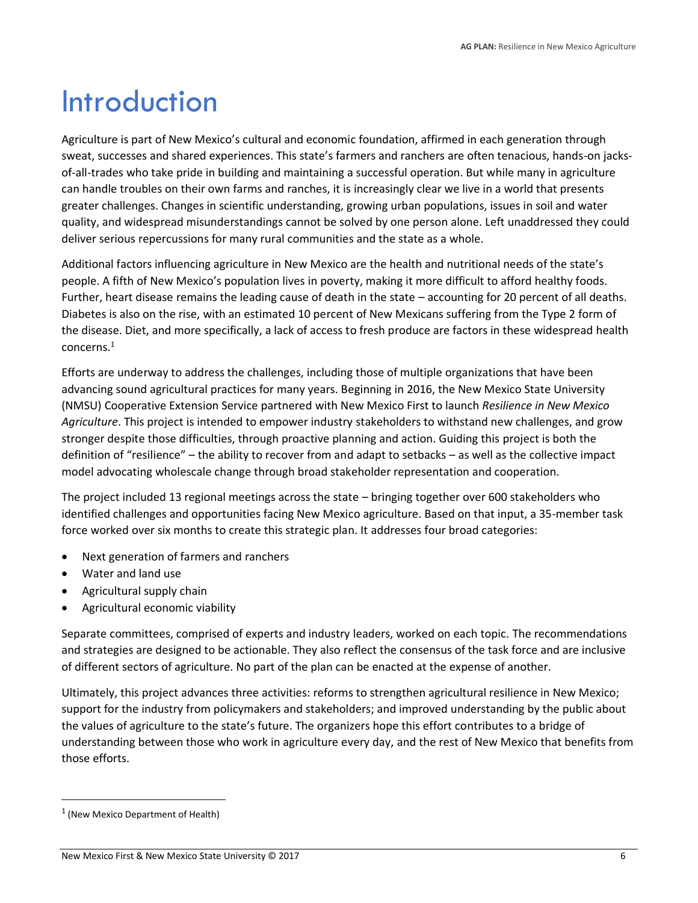# Introduction

Agriculture is part of New Mexico's cultural and economic foundation, affirmed in each generation through sweat, successes and shared experiences. This state's farmers and ranchers are often tenacious, hands-on jacks-of-all-trades who take pride in building and maintaining a successful operation. But while many in agriculture can handle troubles on their own farms and ranches, it is increasingly clear we live in a world that presents greater challenges. Changes in scientific understanding, growing urban populations, issues in soil and water quality, and widespread misunderstandings cannot be solved by one person alone. Left unaddressed they could deliver serious repercussions for many rural communities and the state as a whole.

Additional factors influencing agriculture in New Mexico are the health and nutritional needs of the state's people. A fifth of New Mexico's population lives in poverty, making it more difficult to afford healthy foods. Further, heart disease remains the leading cause of death in the state – accounting for 20 percent of all deaths. Diabetes is also on the rise, with an estimated 10 percent of New Mexicans suffering from the Type 2 form of the disease. Diet, and more specifically, a lack of access to fresh produce are factors in these widespread health concerns.[1]

Efforts are underway to address the challenges, including those of multiple organizations that have been advancing sound agricultural practices for many years. Beginning in 2016, the New Mexico State University (NMSU) Cooperative Extension Service partnered with New Mexico First to launch *Resilience in New Mexico Agriculture*. This project is intended to empower industry stakeholders to withstand new challenges, and grow stronger despite those difficulties, through proactive planning and action. Guiding this project is both the definition of "resilience" – the ability to recover from and adapt to setbacks – as well as the collective impact model advocating wholescale change through broad stakeholder representation and cooperation.

The project included 13 regional meetings across the state – bringing together over 600 stakeholders who identified challenges and opportunities facing New Mexico agriculture. Based on that input, a 35-member task force worked over six months to create this strategic plan. It addresses four broad categories:

- Next generation of farmers and ranchers
- Water and land use
- Agricultural supply chain
- Agricultural economic viability

Separate committees, comprised of experts and industry leaders, worked on each topic. The recommendations and strategies are designed to be actionable. They also reflect the consensus of the task force and are inclusive of different sectors of agriculture. No part of the plan can be enacted at the expense of another.

Ultimately, this project advances three activities: reforms to strengthen agricultural resilience in New Mexico; support for the industry from policymakers and stakeholders; and improved understanding by the public about the values of agriculture to the state's future. The organizers hope this effort contributes to a bridge of understanding between those who work in agriculture every day, and the rest of New Mexico that benefits from those efforts.

[1] (New Mexico Department of Health)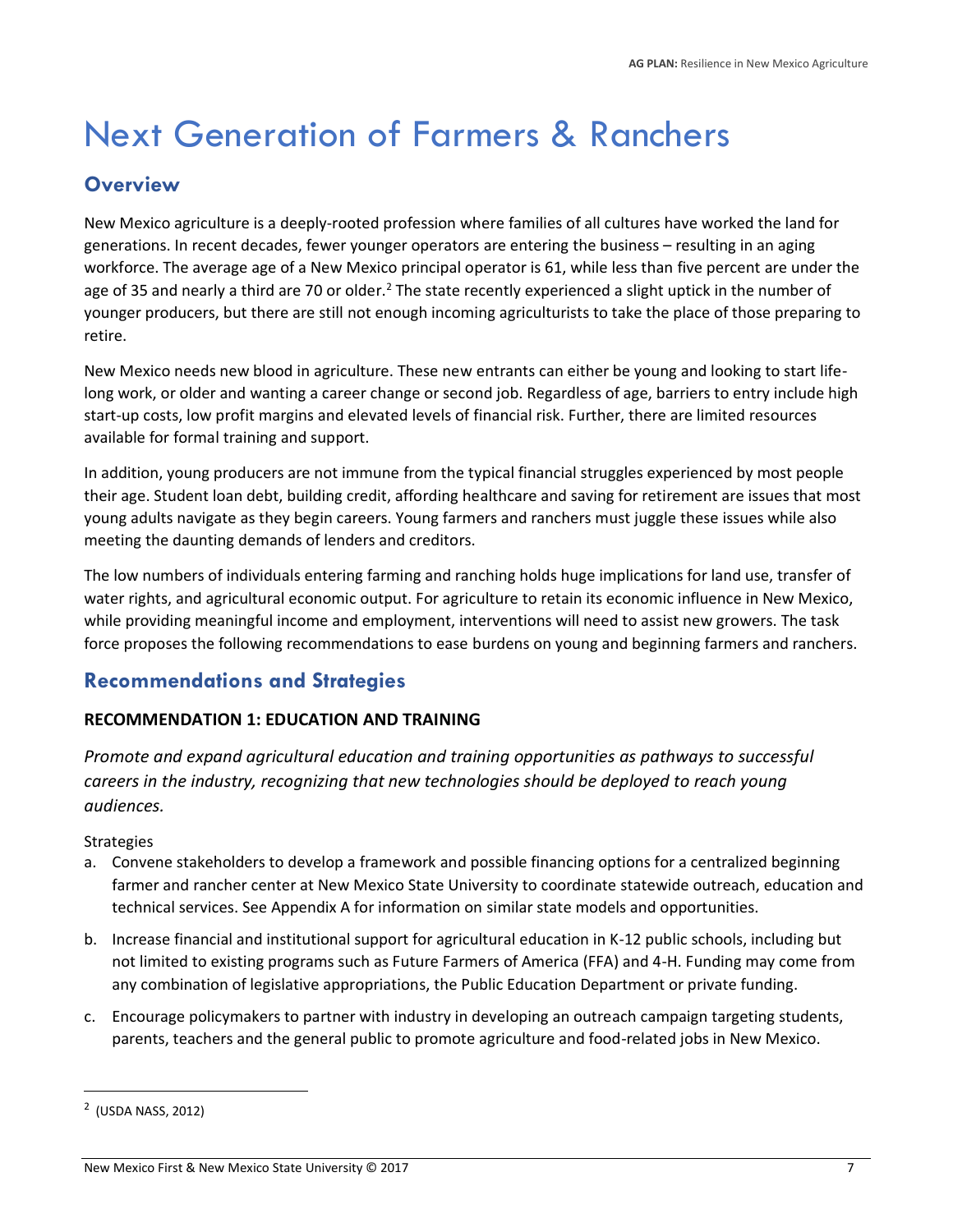# Next Generation of Farmers & Ranchers

## Overview

New Mexico agriculture is a deeply-rooted profession where families of all cultures have worked the land for generations. In recent decades, fewer younger operators are entering the business – resulting in an aging workforce. The average age of a New Mexico principal operator is 61, while less than five percent are under the age of 35 and nearly a third are 70 or older.[2] The state recently experienced a slight uptick in the number of younger producers, but there are still not enough incoming agriculturists to take the place of those preparing to retire.

New Mexico needs new blood in agriculture. These new entrants can either be young and looking to start life-long work, or older and wanting a career change or second job. Regardless of age, barriers to entry include high start-up costs, low profit margins and elevated levels of financial risk. Further, there are limited resources available for formal training and support.

In addition, young producers are not immune from the typical financial struggles experienced by most people their age. Student loan debt, building credit, affording healthcare and saving for retirement are issues that most young adults navigate as they begin careers. Young farmers and ranchers must juggle these issues while also meeting the daunting demands of lenders and creditors.

The low numbers of individuals entering farming and ranching holds huge implications for land use, transfer of water rights, and agricultural economic output. For agriculture to retain its economic influence in New Mexico, while providing meaningful income and employment, interventions will need to assist new growers. The task force proposes the following recommendations to ease burdens on young and beginning farmers and ranchers.

## Recommendations and Strategies

### RECOMMENDATION 1: EDUCATION AND TRAINING

*Promote and expand agricultural education and training opportunities as pathways to successful careers in the industry, recognizing that new technologies should be deployed to reach young audiences.*

Strategies

a. Convene stakeholders to develop a framework and possible financing options for a centralized beginning farmer and rancher center at New Mexico State University to coordinate statewide outreach, education and technical services. See Appendix A for information on similar state models and opportunities.

b. Increase financial and institutional support for agricultural education in K-12 public schools, including but not limited to existing programs such as Future Farmers of America (FFA) and 4-H. Funding may come from any combination of legislative appropriations, the Public Education Department or private funding.

c. Encourage policymakers to partner with industry in developing an outreach campaign targeting students, parents, teachers and the general public to promote agriculture and food-related jobs in New Mexico.

---

[2] (USDA NASS, 2012)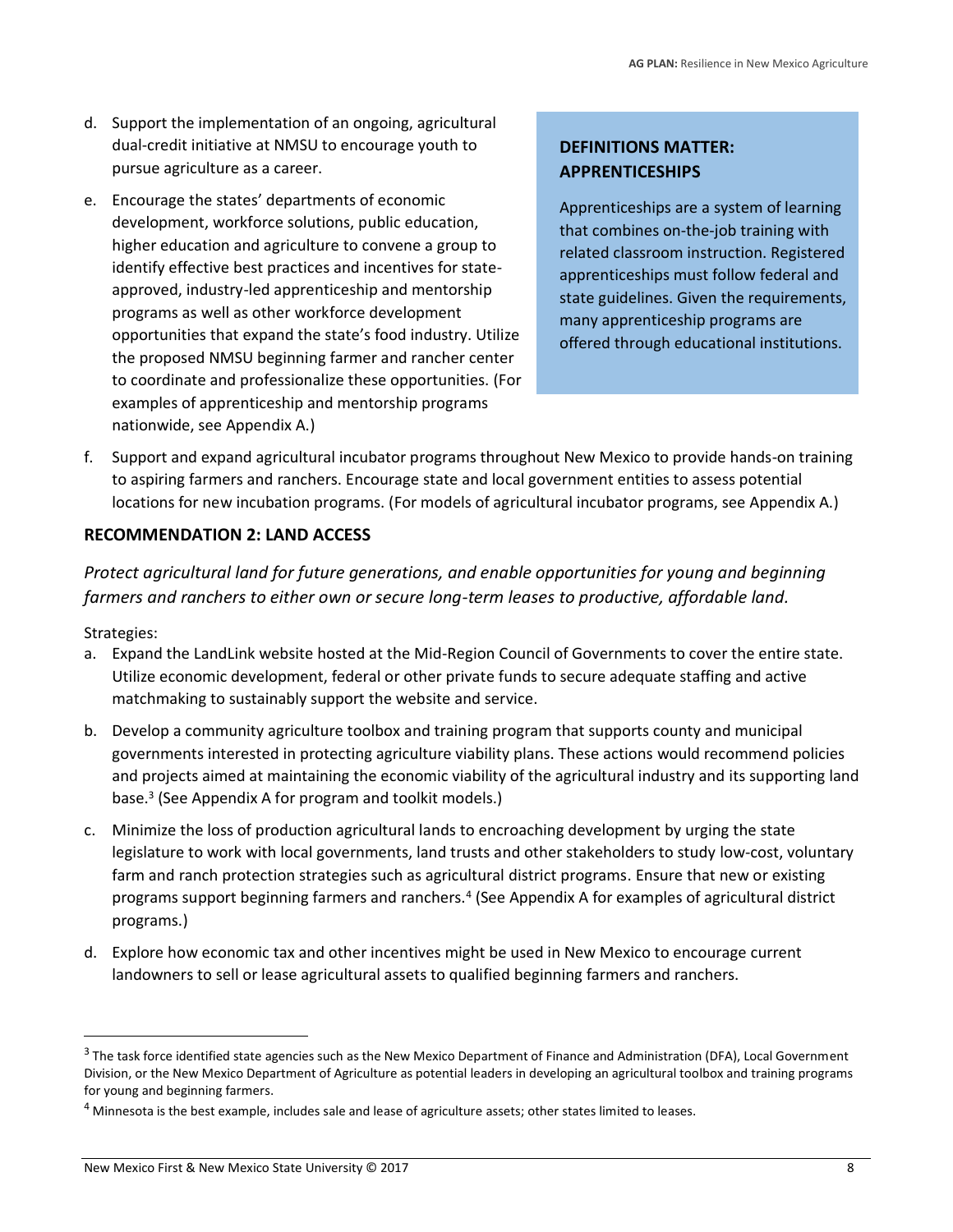d. Support the implementation of an ongoing, agricultural dual-credit initiative at NMSU to encourage youth to pursue agriculture as a career.

e. Encourage the states' departments of economic development, workforce solutions, public education, higher education and agriculture to convene a group to identify effective best practices and incentives for state-approved, industry-led apprenticeship and mentorship programs as well as other workforce development opportunities that expand the state's food industry. Utilize the proposed NMSU beginning farmer and rancher center to coordinate and professionalize these opportunities. (For examples of apprenticeship and mentorship programs nationwide, see Appendix A.)

> **DEFINITIONS MATTER: APPRENTICESHIPS**
>
> Apprenticeships are a system of learning that combines on-the-job training with related classroom instruction. Registered apprenticeships must follow federal and state guidelines. Given the requirements, many apprenticeship programs are offered through educational institutions.

f. Support and expand agricultural incubator programs throughout New Mexico to provide hands-on training to aspiring farmers and ranchers. Encourage state and local government entities to assess potential locations for new incubation programs. (For models of agricultural incubator programs, see Appendix A.)

**RECOMMENDATION 2: LAND ACCESS**

*Protect agricultural land for future generations, and enable opportunities for young and beginning farmers and ranchers to either own or secure long-term leases to productive, affordable land.*

Strategies:

a. Expand the LandLink website hosted at the Mid-Region Council of Governments to cover the entire state. Utilize economic development, federal or other private funds to secure adequate staffing and active matchmaking to sustainably support the website and service.

b. Develop a community agriculture toolbox and training program that supports county and municipal governments interested in protecting agriculture viability plans. These actions would recommend policies and projects aimed at maintaining the economic viability of the agricultural industry and its supporting land base.[3] (See Appendix A for program and toolkit models.)

c. Minimize the loss of production agricultural lands to encroaching development by urging the state legislature to work with local governments, land trusts and other stakeholders to study low-cost, voluntary farm and ranch protection strategies such as agricultural district programs. Ensure that new or existing programs support beginning farmers and ranchers.[4] (See Appendix A for examples of agricultural district programs.)

d. Explore how economic tax and other incentives might be used in New Mexico to encourage current landowners to sell or lease agricultural assets to qualified beginning farmers and ranchers.

---

[3] The task force identified state agencies such as the New Mexico Department of Finance and Administration (DFA), Local Government Division, or the New Mexico Department of Agriculture as potential leaders in developing an agricultural toolbox and training programs for young and beginning farmers.

[4] Minnesota is the best example, includes sale and lease of agriculture assets; other states limited to leases.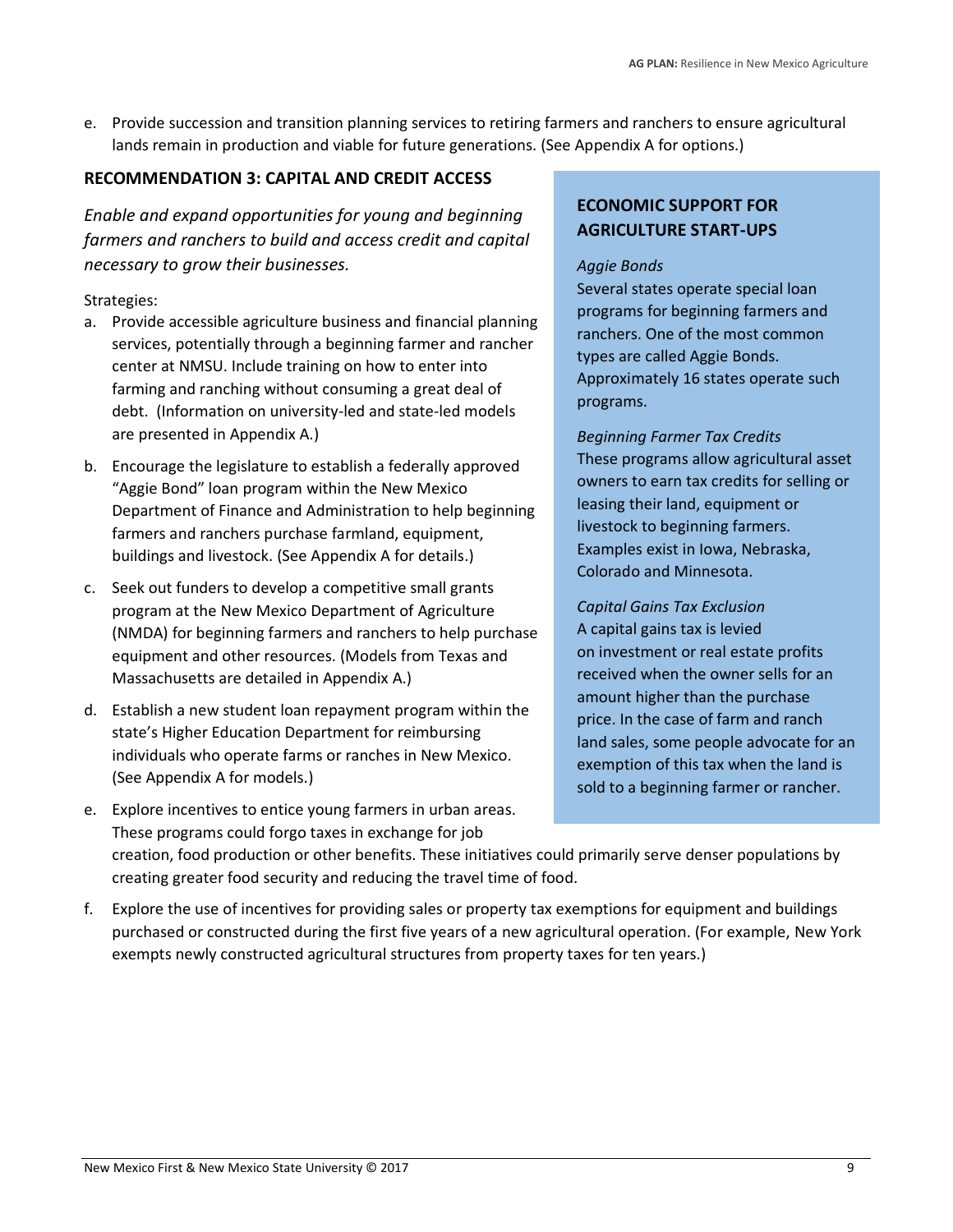e. Provide succession and transition planning services to retiring farmers and ranchers to ensure agricultural lands remain in production and viable for future generations. (See Appendix A for options.)

### RECOMMENDATION 3: CAPITAL AND CREDIT ACCESS

*Enable and expand opportunities for young and beginning farmers and ranchers to build and access credit and capital necessary to grow their businesses.*

Strategies:

a. Provide accessible agriculture business and financial planning services, potentially through a beginning farmer and rancher center at NMSU. Include training on how to enter into farming and ranching without consuming a great deal of debt. (Information on university-led and state-led models are presented in Appendix A.)

b. Encourage the legislature to establish a federally approved “Aggie Bond” loan program within the New Mexico Department of Finance and Administration to help beginning farmers and ranchers purchase farmland, equipment, buildings and livestock. (See Appendix A for details.)

c. Seek out funders to develop a competitive small grants program at the New Mexico Department of Agriculture (NMDA) for beginning farmers and ranchers to help purchase equipment and other resources. (Models from Texas and Massachusetts are detailed in Appendix A.)

d. Establish a new student loan repayment program within the state’s Higher Education Department for reimbursing individuals who operate farms or ranches in New Mexico. (See Appendix A for models.)

e. Explore incentives to entice young farmers in urban areas. These programs could forgo taxes in exchange for job creation, food production or other benefits. These initiatives could primarily serve denser populations by creating greater food security and reducing the travel time of food.

f. Explore the use of incentives for providing sales or property tax exemptions for equipment and buildings purchased or constructed during the first five years of a new agricultural operation. (For example, New York exempts newly constructed agricultural structures from property taxes for ten years.)

#### ECONOMIC SUPPORT FOR AGRICULTURE START-UPS

*Aggie Bonds*
Several states operate special loan programs for beginning farmers and ranchers. One of the most common types are called Aggie Bonds. Approximately 16 states operate such programs.

*Beginning Farmer Tax Credits*
These programs allow agricultural asset owners to earn tax credits for selling or leasing their land, equipment or livestock to beginning farmers. Examples exist in Iowa, Nebraska, Colorado and Minnesota.

*Capital Gains Tax Exclusion*
A capital gains tax is levied on investment or real estate profits received when the owner sells for an amount higher than the purchase price. In the case of farm and ranch land sales, some people advocate for an exemption of this tax when the land is sold to a beginning farmer or rancher.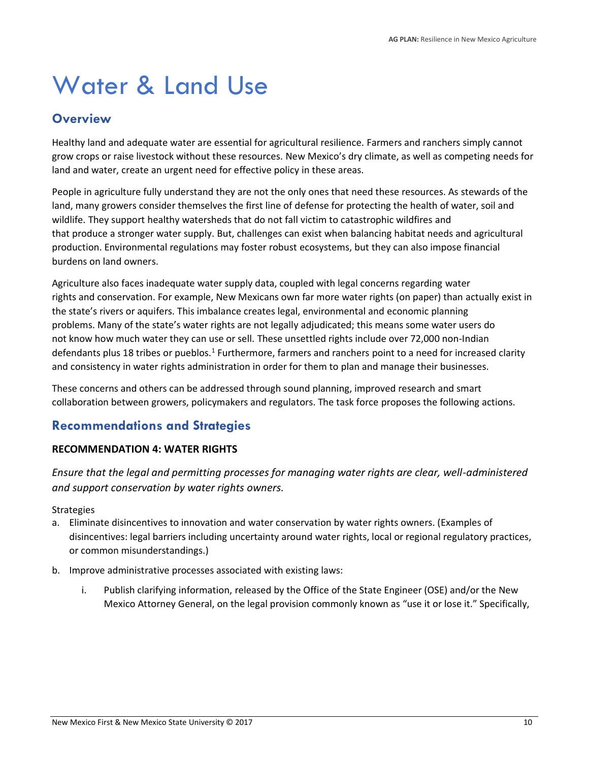# Water & Land Use

## Overview

Healthy land and adequate water are essential for agricultural resilience. Farmers and ranchers simply cannot grow crops or raise livestock without these resources. New Mexico's dry climate, as well as competing needs for land and water, create an urgent need for effective policy in these areas.

People in agriculture fully understand they are not the only ones that need these resources. As stewards of the land, many growers consider themselves the first line of defense for protecting the health of water, soil and wildlife. They support healthy watersheds that do not fall victim to catastrophic wildfires and that produce a stronger water supply. But, challenges can exist when balancing habitat needs and agricultural production. Environmental regulations may foster robust ecosystems, but they can also impose financial burdens on land owners.

Agriculture also faces inadequate water supply data, coupled with legal concerns regarding water rights and conservation. For example, New Mexicans own far more water rights (on paper) than actually exist in the state's rivers or aquifers. This imbalance creates legal, environmental and economic planning problems. Many of the state's water rights are not legally adjudicated; this means some water users do not know how much water they can use or sell. These unsettled rights include over 72,000 non-Indian defendants plus 18 tribes or pueblos.[1] Furthermore, farmers and ranchers point to a need for increased clarity and consistency in water rights administration in order for them to plan and manage their businesses.

These concerns and others can be addressed through sound planning, improved research and smart collaboration between growers, policymakers and regulators. The task force proposes the following actions.

## Recommendations and Strategies

### RECOMMENDATION 4: WATER RIGHTS

*Ensure that the legal and permitting processes for managing water rights are clear, well-administered and support conservation by water rights owners.*

Strategies

a. Eliminate disincentives to innovation and water conservation by water rights owners. (Examples of disincentives: legal barriers including uncertainty around water rights, local or regional regulatory practices, or common misunderstandings.)

b. Improve administrative processes associated with existing laws:

    i. Publish clarifying information, released by the Office of the State Engineer (OSE) and/or the New Mexico Attorney General, on the legal provision commonly known as "use it or lose it." Specifically,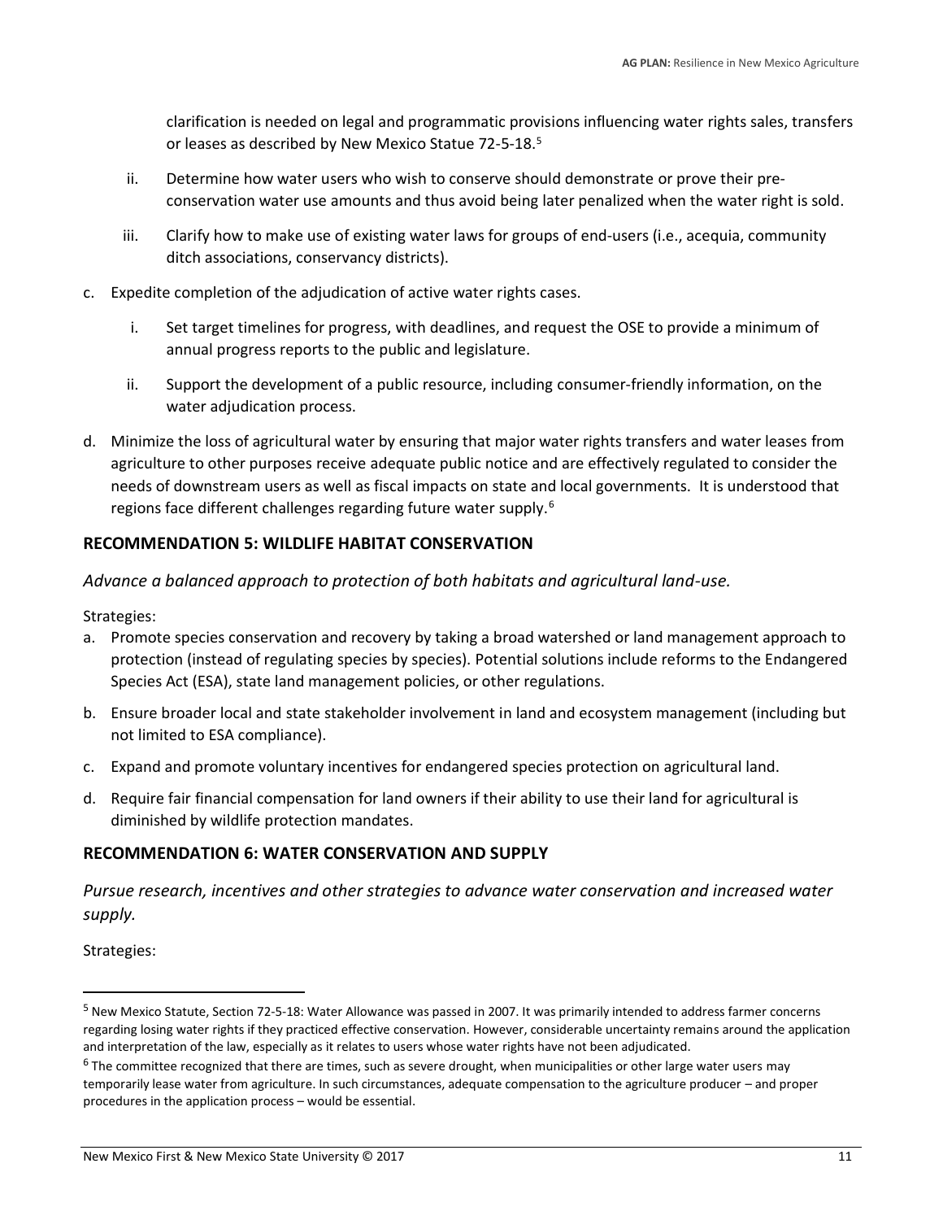clarification is needed on legal and programmatic provisions influencing water rights sales, transfers or leases as described by New Mexico Statue 72-5-18.[5]

   ii. Determine how water users who wish to conserve should demonstrate or prove their pre-conservation water use amounts and thus avoid being later penalized when the water right is sold.

   iii. Clarify how to make use of existing water laws for groups of end-users (i.e., acequia, community ditch associations, conservancy districts).

c. Expedite completion of the adjudication of active water rights cases.

   i. Set target timelines for progress, with deadlines, and request the OSE to provide a minimum of annual progress reports to the public and legislature.

   ii. Support the development of a public resource, including consumer-friendly information, on the water adjudication process.

d. Minimize the loss of agricultural water by ensuring that major water rights transfers and water leases from agriculture to other purposes receive adequate public notice and are effectively regulated to consider the needs of downstream users as well as fiscal impacts on state and local governments. It is understood that regions face different challenges regarding future water supply.[6]

### RECOMMENDATION 5: WILDLIFE HABITAT CONSERVATION

*Advance a balanced approach to protection of both habitats and agricultural land-use.*

Strategies:

a. Promote species conservation and recovery by taking a broad watershed or land management approach to protection (instead of regulating species by species). Potential solutions include reforms to the Endangered Species Act (ESA), state land management policies, or other regulations.
b. Ensure broader local and state stakeholder involvement in land and ecosystem management (including but not limited to ESA compliance).
c. Expand and promote voluntary incentives for endangered species protection on agricultural land.
d. Require fair financial compensation for land owners if their ability to use their land for agricultural is diminished by wildlife protection mandates.

### RECOMMENDATION 6: WATER CONSERVATION AND SUPPLY

*Pursue research, incentives and other strategies to advance water conservation and increased water supply.*

Strategies:

---

[5] New Mexico Statute, Section 72-5-18: Water Allowance was passed in 2007. It was primarily intended to address farmer concerns regarding losing water rights if they practiced effective conservation. However, considerable uncertainty remains around the application and interpretation of the law, especially as it relates to users whose water rights have not been adjudicated.

[6] The committee recognized that there are times, such as severe drought, when municipalities or other large water users may temporarily lease water from agriculture. In such circumstances, adequate compensation to the agriculture producer – and proper procedures in the application process – would be essential.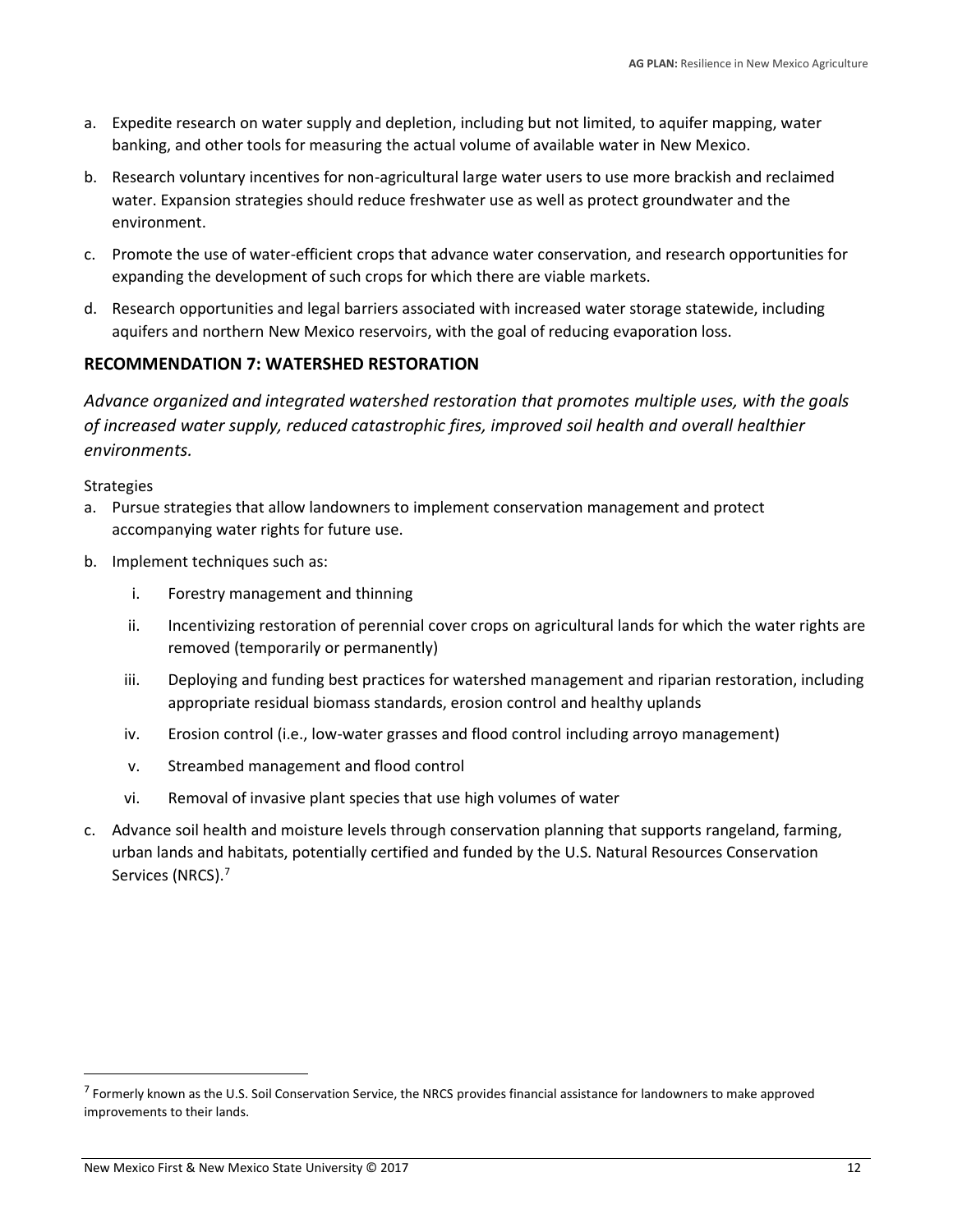a. Expedite research on water supply and depletion, including but not limited, to aquifer mapping, water banking, and other tools for measuring the actual volume of available water in New Mexico.

b. Research voluntary incentives for non-agricultural large water users to use more brackish and reclaimed water. Expansion strategies should reduce freshwater use as well as protect groundwater and the environment.

c. Promote the use of water-efficient crops that advance water conservation, and research opportunities for expanding the development of such crops for which there are viable markets.

d. Research opportunities and legal barriers associated with increased water storage statewide, including aquifers and northern New Mexico reservoirs, with the goal of reducing evaporation loss.

### RECOMMENDATION 7: WATERSHED RESTORATION

*Advance organized and integrated watershed restoration that promotes multiple uses, with the goals of increased water supply, reduced catastrophic fires, improved soil health and overall healthier environments.*

Strategies

a. Pursue strategies that allow landowners to implement conservation management and protect accompanying water rights for future use.

b. Implement techniques such as:

   i. Forestry management and thinning

   ii. Incentivizing restoration of perennial cover crops on agricultural lands for which the water rights are removed (temporarily or permanently)

   iii. Deploying and funding best practices for watershed management and riparian restoration, including appropriate residual biomass standards, erosion control and healthy uplands

   iv. Erosion control (i.e., low-water grasses and flood control including arroyo management)

   v. Streambed management and flood control

   vi. Removal of invasive plant species that use high volumes of water

c. Advance soil health and moisture levels through conservation planning that supports rangeland, farming, urban lands and habitats, potentially certified and funded by the U.S. Natural Resources Conservation Services (NRCS).[7]

---

[7] Formerly known as the U.S. Soil Conservation Service, the NRCS provides financial assistance for landowners to make approved improvements to their lands.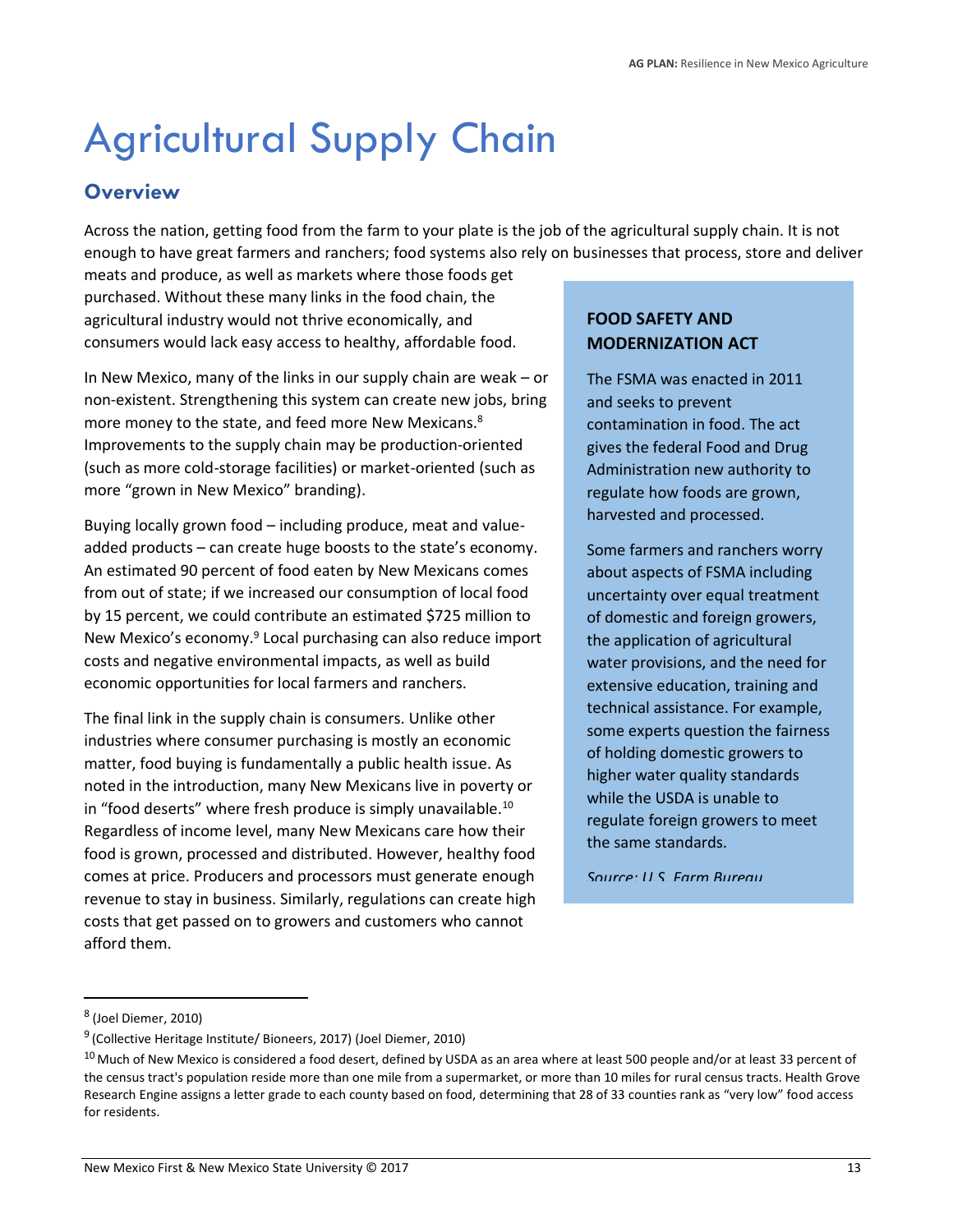# Agricultural Supply Chain

## Overview

Across the nation, getting food from the farm to your plate is the job of the agricultural supply chain. It is not enough to have great farmers and ranchers; food systems also rely on businesses that process, store and deliver meats and produce, as well as markets where those foods get purchased. Without these many links in the food chain, the agricultural industry would not thrive economically, and consumers would lack easy access to healthy, affordable food.

In New Mexico, many of the links in our supply chain are weak – or non-existent. Strengthening this system can create new jobs, bring more money to the state, and feed more New Mexicans.[8] Improvements to the supply chain may be production-oriented (such as more cold-storage facilities) or market-oriented (such as more "grown in New Mexico" branding).

Buying locally grown food – including produce, meat and value-added products – can create huge boosts to the state's economy. An estimated 90 percent of food eaten by New Mexicans comes from out of state; if we increased our consumption of local food by 15 percent, we could contribute an estimated $725 million to New Mexico's economy.[9] Local purchasing can also reduce import costs and negative environmental impacts, as well as build economic opportunities for local farmers and ranchers.

The final link in the supply chain is consumers. Unlike other industries where consumer purchasing is mostly an economic matter, food buying is fundamentally a public health issue. As noted in the introduction, many New Mexicans live in poverty or in "food deserts" where fresh produce is simply unavailable.[10] Regardless of income level, many New Mexicans care how their food is grown, processed and distributed. However, healthy food comes at price. Producers and processors must generate enough revenue to stay in business. Similarly, regulations can create high costs that get passed on to growers and customers who cannot afford them.

**FOOD SAFETY AND MODERNIZATION ACT**

The FSMA was enacted in 2011 and seeks to prevent contamination in food. The act gives the federal Food and Drug Administration new authority to regulate how foods are grown, harvested and processed.

Some farmers and ranchers worry about aspects of FSMA including uncertainty over equal treatment of domestic and foreign growers, the application of agricultural water provisions, and the need for extensive education, training and technical assistance. For example, some experts question the fairness of holding domestic growers to higher water quality standards while the USDA is unable to regulate foreign growers to meet the same standards.

*Source: U.S. Farm Bureau*

---

[8] (Joel Diemer, 2010)

[9] (Collective Heritage Institute/ Bioneers, 2017) (Joel Diemer, 2010)

[10] Much of New Mexico is considered a food desert, defined by USDA as an area where at least 500 people and/or at least 33 percent of the census tract's population reside more than one mile from a supermarket, or more than 10 miles for rural census tracts. Health Grove Research Engine assigns a letter grade to each county based on food, determining that 28 of 33 counties rank as "very low" food access for residents.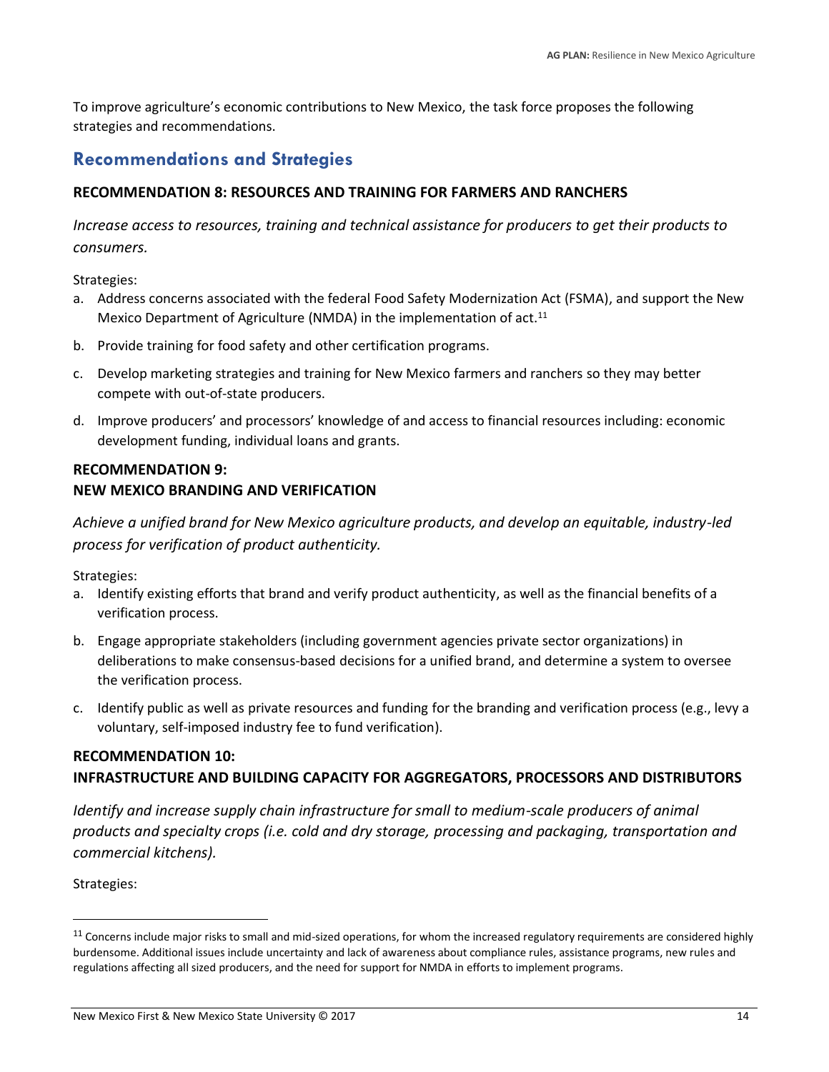To improve agriculture's economic contributions to New Mexico, the task force proposes the following strategies and recommendations.

## Recommendations and Strategies

### RECOMMENDATION 8: RESOURCES AND TRAINING FOR FARMERS AND RANCHERS

*Increase access to resources, training and technical assistance for producers to get their products to consumers.*

Strategies:

a. Address concerns associated with the federal Food Safety Modernization Act (FSMA), and support the New Mexico Department of Agriculture (NMDA) in the implementation of act.[11]

b. Provide training for food safety and other certification programs.

c. Develop marketing strategies and training for New Mexico farmers and ranchers so they may better compete with out-of-state producers.

d. Improve producers' and processors' knowledge of and access to financial resources including: economic development funding, individual loans and grants.

### RECOMMENDATION 9: NEW MEXICO BRANDING AND VERIFICATION

*Achieve a unified brand for New Mexico agriculture products, and develop an equitable, industry-led process for verification of product authenticity.*

Strategies:

a. Identify existing efforts that brand and verify product authenticity, as well as the financial benefits of a verification process.

b. Engage appropriate stakeholders (including government agencies private sector organizations) in deliberations to make consensus-based decisions for a unified brand, and determine a system to oversee the verification process.

c. Identify public as well as private resources and funding for the branding and verification process (e.g., levy a voluntary, self-imposed industry fee to fund verification).

### RECOMMENDATION 10: INFRASTRUCTURE AND BUILDING CAPACITY FOR AGGREGATORS, PROCESSORS AND DISTRIBUTORS

*Identify and increase supply chain infrastructure for small to medium-scale producers of animal products and specialty crops (i.e. cold and dry storage, processing and packaging, transportation and commercial kitchens).*

Strategies:

---

[11] Concerns include major risks to small and mid-sized operations, for whom the increased regulatory requirements are considered highly burdensome. Additional issues include uncertainty and lack of awareness about compliance rules, assistance programs, new rules and regulations affecting all sized producers, and the need for support for NMDA in efforts to implement programs.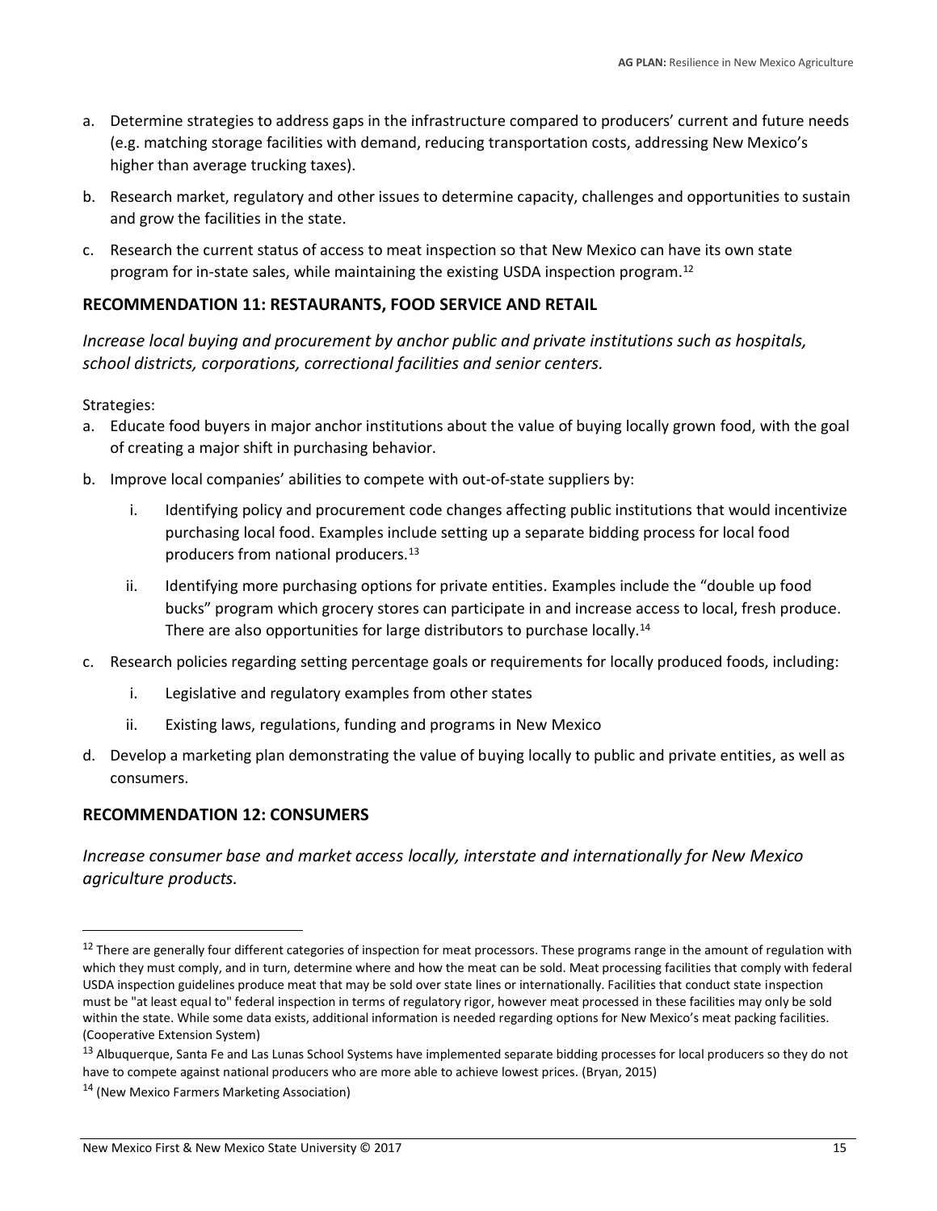a. Determine strategies to address gaps in the infrastructure compared to producers' current and future needs (e.g. matching storage facilities with demand, reducing transportation costs, addressing New Mexico's higher than average trucking taxes).

b. Research market, regulatory and other issues to determine capacity, challenges and opportunities to sustain and grow the facilities in the state.

c. Research the current status of access to meat inspection so that New Mexico can have its own state program for in-state sales, while maintaining the existing USDA inspection program.[12]

### RECOMMENDATION 11: RESTAURANTS, FOOD SERVICE AND RETAIL

*Increase local buying and procurement by anchor public and private institutions such as hospitals, school districts, corporations, correctional facilities and senior centers.*

Strategies:

a. Educate food buyers in major anchor institutions about the value of buying locally grown food, with the goal of creating a major shift in purchasing behavior.

b. Improve local companies' abilities to compete with out-of-state suppliers by:

    i. Identifying policy and procurement code changes affecting public institutions that would incentivize purchasing local food. Examples include setting up a separate bidding process for local food producers from national producers.[13]

    ii. Identifying more purchasing options for private entities. Examples include the "double up food bucks" program which grocery stores can participate in and increase access to local, fresh produce. There are also opportunities for large distributors to purchase locally.[14]

c. Research policies regarding setting percentage goals or requirements for locally produced foods, including:

    i. Legislative and regulatory examples from other states

    ii. Existing laws, regulations, funding and programs in New Mexico

d. Develop a marketing plan demonstrating the value of buying locally to public and private entities, as well as consumers.

### RECOMMENDATION 12: CONSUMERS

*Increase consumer base and market access locally, interstate and internationally for New Mexico agriculture products.*

---

[12] There are generally four different categories of inspection for meat processors. These programs range in the amount of regulation with which they must comply, and in turn, determine where and how the meat can be sold. Meat processing facilities that comply with federal USDA inspection guidelines produce meat that may be sold over state lines or internationally. Facilities that conduct state inspection must be "at least equal to" federal inspection in terms of regulatory rigor, however meat processed in these facilities may only be sold within the state. While some data exists, additional information is needed regarding options for New Mexico's meat packing facilities. (Cooperative Extension System)

[13] Albuquerque, Santa Fe and Las Lunas School Systems have implemented separate bidding processes for local producers so they do not have to compete against national producers who are more able to achieve lowest prices. (Bryan, 2015)

[14] (New Mexico Farmers Marketing Association)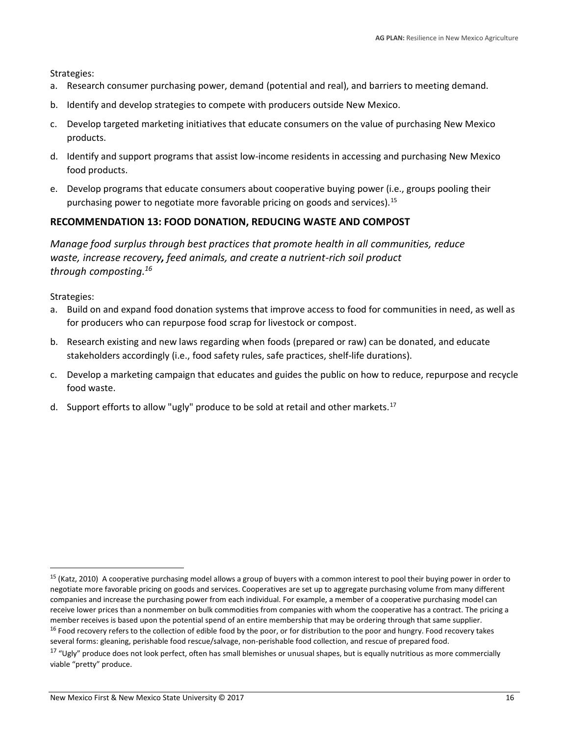Strategies:

a. Research consumer purchasing power, demand (potential and real), and barriers to meeting demand.
b. Identify and develop strategies to compete with producers outside New Mexico.
c. Develop targeted marketing initiatives that educate consumers on the value of purchasing New Mexico products.
d. Identify and support programs that assist low-income residents in accessing and purchasing New Mexico food products.
e. Develop programs that educate consumers about cooperative buying power (i.e., groups pooling their purchasing power to negotiate more favorable pricing on goods and services).[15]

### RECOMMENDATION 13: FOOD DONATION, REDUCING WASTE AND COMPOST

*Manage food surplus through best practices that promote health in all communities, reduce waste, increase recovery, feed animals, and create a nutrient-rich soil product through composting.*[16]

Strategies:

a. Build on and expand food donation systems that improve access to food for communities in need, as well as for producers who can repurpose food scrap for livestock or compost.
b. Research existing and new laws regarding when foods (prepared or raw) can be donated, and educate stakeholders accordingly (i.e., food safety rules, safe practices, shelf-life durations).
c. Develop a marketing campaign that educates and guides the public on how to reduce, repurpose and recycle food waste.
d. Support efforts to allow "ugly" produce to be sold at retail and other markets.[17]

---

[15] (Katz, 2010) A cooperative purchasing model allows a group of buyers with a common interest to pool their buying power in order to negotiate more favorable pricing on goods and services. Cooperatives are set up to aggregate purchasing volume from many different companies and increase the purchasing power from each individual. For example, a member of a cooperative purchasing model can receive lower prices than a nonmember on bulk commodities from companies with whom the cooperative has a contract. The pricing a member receives is based upon the potential spend of an entire membership that may be ordering through that same supplier.

[16] Food recovery refers to the collection of edible food by the poor, or for distribution to the poor and hungry. Food recovery takes several forms: gleaning, perishable food rescue/salvage, non-perishable food collection, and rescue of prepared food.

[17] "Ugly" produce does not look perfect, often has small blemishes or unusual shapes, but is equally nutritious as more commercially viable "pretty" produce.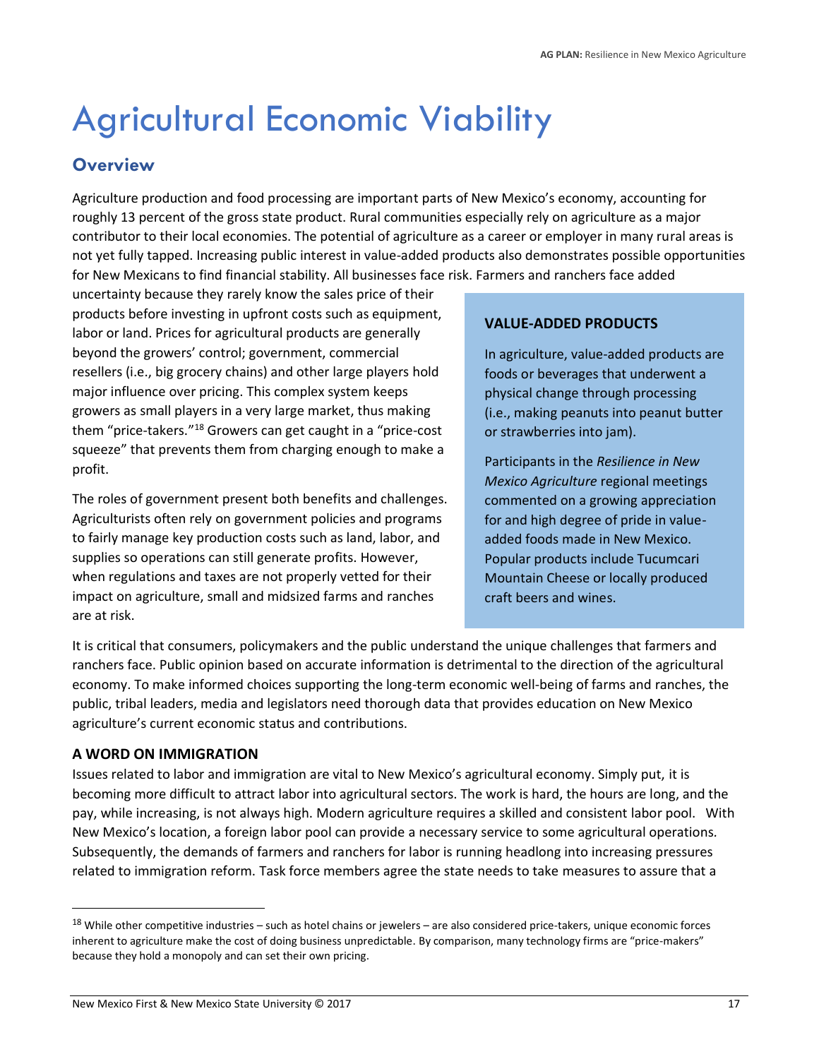# Agricultural Economic Viability

## Overview

Agriculture production and food processing are important parts of New Mexico's economy, accounting for roughly 13 percent of the gross state product. Rural communities especially rely on agriculture as a major contributor to their local economies. The potential of agriculture as a career or employer in many rural areas is not yet fully tapped. Increasing public interest in value-added products also demonstrates possible opportunities for New Mexicans to find financial stability. All businesses face risk. Farmers and ranchers face added uncertainty because they rarely know the sales price of their products before investing in upfront costs such as equipment, labor or land. Prices for agricultural products are generally beyond the growers' control; government, commercial resellers (i.e., big grocery chains) and other large players hold major influence over pricing. This complex system keeps growers as small players in a very large market, thus making them "price-takers."[18] Growers can get caught in a "price-cost squeeze" that prevents them from charging enough to make a profit.

The roles of government present both benefits and challenges. Agriculturists often rely on government policies and programs to fairly manage key production costs such as land, labor, and supplies so operations can still generate profits. However, when regulations and taxes are not properly vetted for their impact on agriculture, small and midsized farms and ranches are at risk.

> **VALUE-ADDED PRODUCTS**
>
> In agriculture, value-added products are foods or beverages that underwent a physical change through processing (i.e., making peanuts into peanut butter or strawberries into jam).
>
> Participants in the *Resilience in New Mexico Agriculture* regional meetings commented on a growing appreciation for and high degree of pride in value-added foods made in New Mexico. Popular products include Tucumcari Mountain Cheese or locally produced craft beers and wines.

It is critical that consumers, policymakers and the public understand the unique challenges that farmers and ranchers face. Public opinion based on accurate information is detrimental to the direction of the agricultural economy. To make informed choices supporting the long-term economic well-being of farms and ranches, the public, tribal leaders, media and legislators need thorough data that provides education on New Mexico agriculture's current economic status and contributions.

**A WORD ON IMMIGRATION**

Issues related to labor and immigration are vital to New Mexico's agricultural economy. Simply put, it is becoming more difficult to attract labor into agricultural sectors. The work is hard, the hours are long, and the pay, while increasing, is not always high. Modern agriculture requires a skilled and consistent labor pool. With New Mexico's location, a foreign labor pool can provide a necessary service to some agricultural operations. Subsequently, the demands of farmers and ranchers for labor is running headlong into increasing pressures related to immigration reform. Task force members agree the state needs to take measures to assure that a

[18] While other competitive industries – such as hotel chains or jewelers – are also considered price-takers, unique economic forces inherent to agriculture make the cost of doing business unpredictable. By comparison, many technology firms are "price-makers" because they hold a monopoly and can set their own pricing.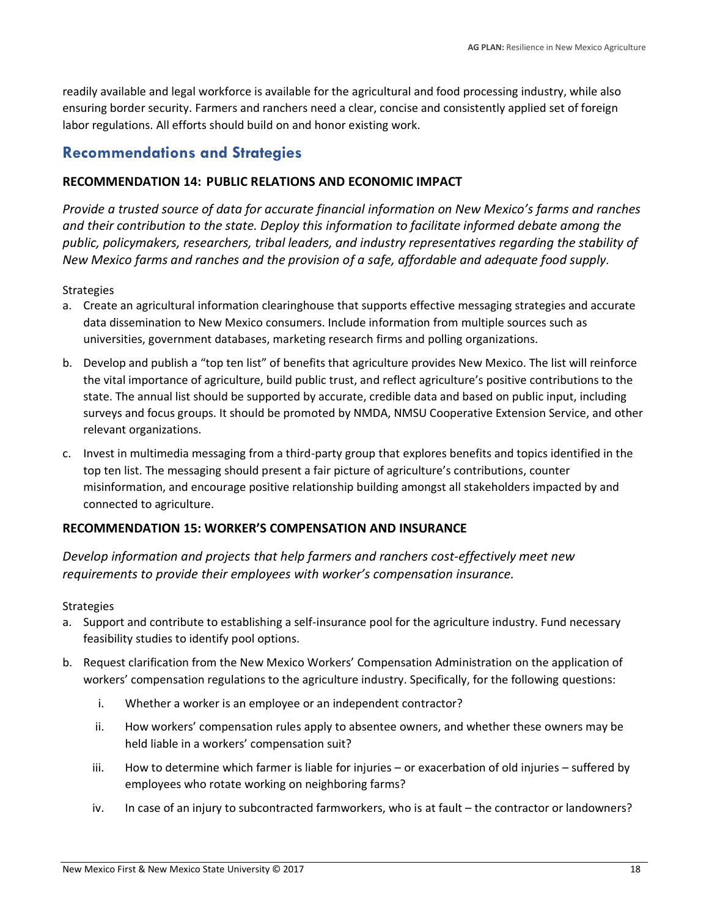readily available and legal workforce is available for the agricultural and food processing industry, while also ensuring border security. Farmers and ranchers need a clear, concise and consistently applied set of foreign labor regulations. All efforts should build on and honor existing work.

## Recommendations and Strategies

### RECOMMENDATION 14: PUBLIC RELATIONS AND ECONOMIC IMPACT

*Provide a trusted source of data for accurate financial information on New Mexico's farms and ranches and their contribution to the state. Deploy this information to facilitate informed debate among the public, policymakers, researchers, tribal leaders, and industry representatives regarding the stability of New Mexico farms and ranches and the provision of a safe, affordable and adequate food supply.*

Strategies

a. Create an agricultural information clearinghouse that supports effective messaging strategies and accurate data dissemination to New Mexico consumers. Include information from multiple sources such as universities, government databases, marketing research firms and polling organizations.
b. Develop and publish a "top ten list" of benefits that agriculture provides New Mexico. The list will reinforce the vital importance of agriculture, build public trust, and reflect agriculture's positive contributions to the state. The annual list should be supported by accurate, credible data and based on public input, including surveys and focus groups. It should be promoted by NMDA, NMSU Cooperative Extension Service, and other relevant organizations.
c. Invest in multimedia messaging from a third-party group that explores benefits and topics identified in the top ten list. The messaging should present a fair picture of agriculture's contributions, counter misinformation, and encourage positive relationship building amongst all stakeholders impacted by and connected to agriculture.

### RECOMMENDATION 15: WORKER'S COMPENSATION AND INSURANCE

*Develop information and projects that help farmers and ranchers cost-effectively meet new requirements to provide their employees with worker's compensation insurance.*

Strategies

a. Support and contribute to establishing a self-insurance pool for the agriculture industry. Fund necessary feasibility studies to identify pool options.
b. Request clarification from the New Mexico Workers' Compensation Administration on the application of workers' compensation regulations to the agriculture industry. Specifically, for the following questions:
    i. Whether a worker is an employee or an independent contractor?
    ii. How workers' compensation rules apply to absentee owners, and whether these owners may be held liable in a workers' compensation suit?
    iii. How to determine which farmer is liable for injuries – or exacerbation of old injuries – suffered by employees who rotate working on neighboring farms?
    iv. In case of an injury to subcontracted farmworkers, who is at fault – the contractor or landowners?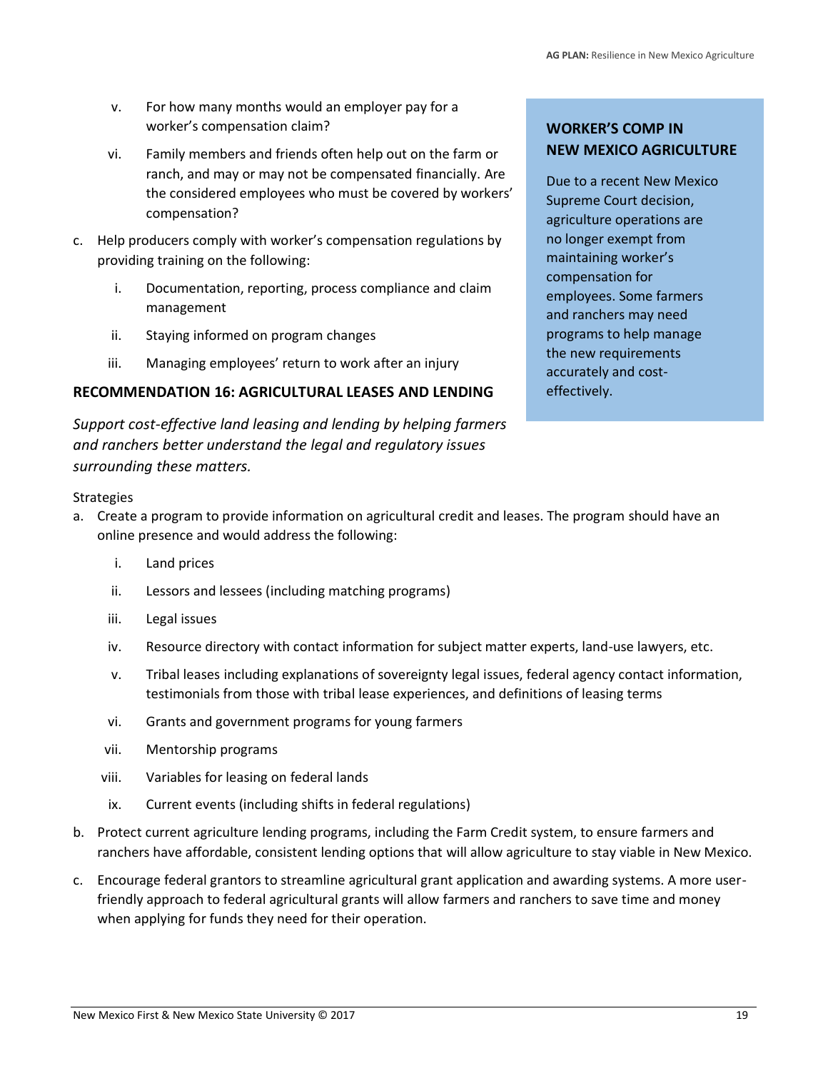v. For how many months would an employer pay for a worker's compensation claim?

    vi. Family members and friends often help out on the farm or ranch, and may or may not be compensated financially. Are the considered employees who must be covered by workers' compensation?

c. Help producers comply with worker's compensation regulations by providing training on the following:

    i. Documentation, reporting, process compliance and claim management

    ii. Staying informed on program changes

    iii. Managing employees' return to work after an injury

> **WORKER'S COMP IN NEW MEXICO AGRICULTURE**
>
> Due to a recent New Mexico Supreme Court decision, agriculture operations are no longer exempt from maintaining worker's compensation for employees. Some farmers and ranchers may need programs to help manage the new requirements accurately and cost-effectively.

### RECOMMENDATION 16: AGRICULTURAL LEASES AND LENDING

*Support cost-effective land leasing and lending by helping farmers and ranchers better understand the legal and regulatory issues surrounding these matters.*

Strategies

a. Create a program to provide information on agricultural credit and leases. The program should have an online presence and would address the following:

    i. Land prices

    ii. Lessors and lessees (including matching programs)

    iii. Legal issues

    iv. Resource directory with contact information for subject matter experts, land-use lawyers, etc.

    v. Tribal leases including explanations of sovereignty legal issues, federal agency contact information, testimonials from those with tribal lease experiences, and definitions of leasing terms

    vi. Grants and government programs for young farmers

    vii. Mentorship programs

    viii. Variables for leasing on federal lands

    ix. Current events (including shifts in federal regulations)

b. Protect current agriculture lending programs, including the Farm Credit system, to ensure farmers and ranchers have affordable, consistent lending options that will allow agriculture to stay viable in New Mexico.

c. Encourage federal grantors to streamline agricultural grant application and awarding systems. A more user-friendly approach to federal agricultural grants will allow farmers and ranchers to save time and money when applying for funds they need for their operation.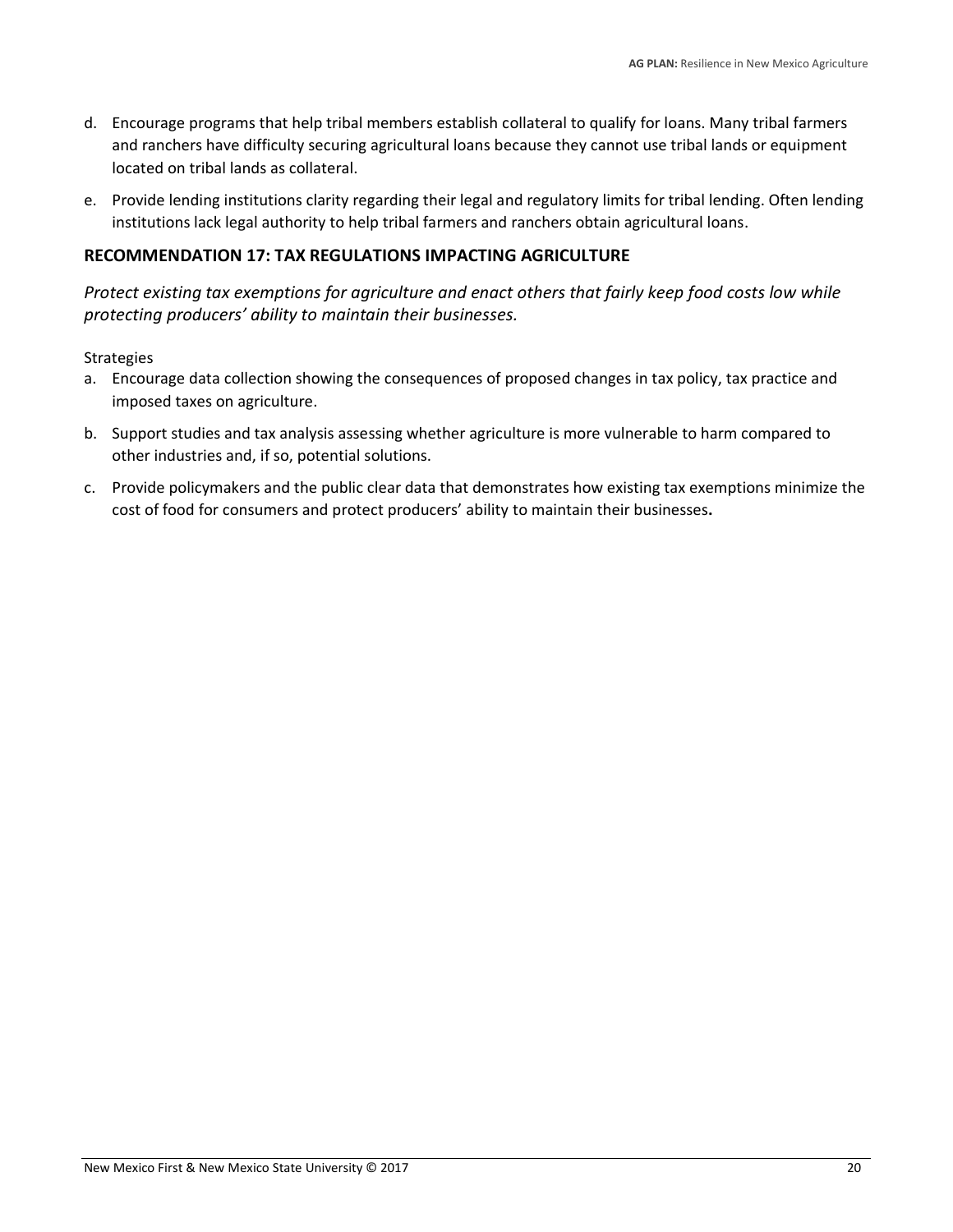d. Encourage programs that help tribal members establish collateral to qualify for loans. Many tribal farmers and ranchers have difficulty securing agricultural loans because they cannot use tribal lands or equipment located on tribal lands as collateral.

e. Provide lending institutions clarity regarding their legal and regulatory limits for tribal lending. Often lending institutions lack legal authority to help tribal farmers and ranchers obtain agricultural loans.

### RECOMMENDATION 17: TAX REGULATIONS IMPACTING AGRICULTURE

*Protect existing tax exemptions for agriculture and enact others that fairly keep food costs low while protecting producers' ability to maintain their businesses.*

Strategies

a. Encourage data collection showing the consequences of proposed changes in tax policy, tax practice and imposed taxes on agriculture.

b. Support studies and tax analysis assessing whether agriculture is more vulnerable to harm compared to other industries and, if so, potential solutions.

c. Provide policymakers and the public clear data that demonstrates how existing tax exemptions minimize the cost of food for consumers and protect producers' ability to maintain their businesses.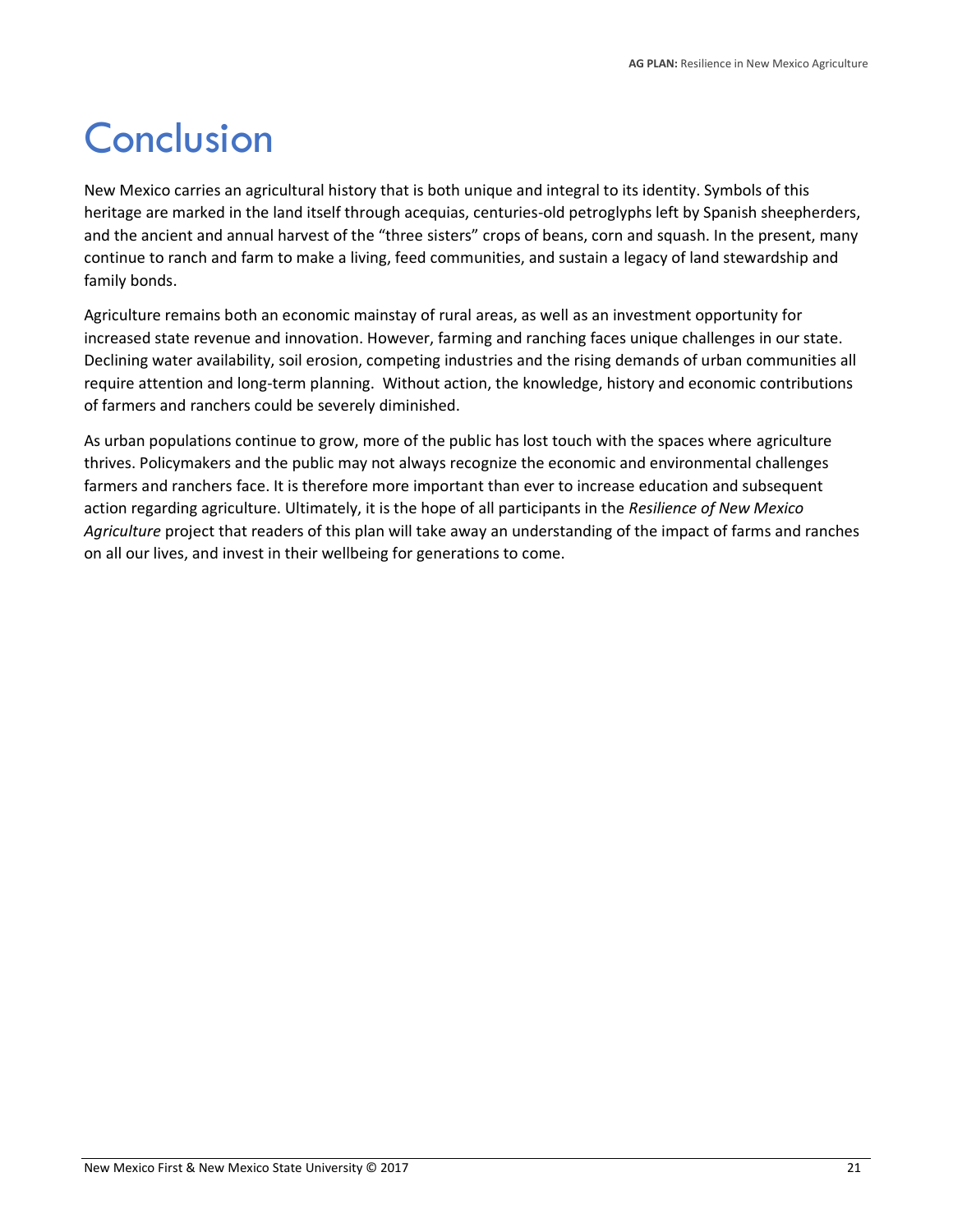# Conclusion

New Mexico carries an agricultural history that is both unique and integral to its identity. Symbols of this heritage are marked in the land itself through acequias, centuries-old petroglyphs left by Spanish sheepherders, and the ancient and annual harvest of the "three sisters" crops of beans, corn and squash. In the present, many continue to ranch and farm to make a living, feed communities, and sustain a legacy of land stewardship and family bonds.

Agriculture remains both an economic mainstay of rural areas, as well as an investment opportunity for increased state revenue and innovation. However, farming and ranching faces unique challenges in our state. Declining water availability, soil erosion, competing industries and the rising demands of urban communities all require attention and long-term planning. Without action, the knowledge, history and economic contributions of farmers and ranchers could be severely diminished.

As urban populations continue to grow, more of the public has lost touch with the spaces where agriculture thrives. Policymakers and the public may not always recognize the economic and environmental challenges farmers and ranchers face. It is therefore more important than ever to increase education and subsequent action regarding agriculture. Ultimately, it is the hope of all participants in the *Resilience of New Mexico Agriculture* project that readers of this plan will take away an understanding of the impact of farms and ranches on all our lives, and invest in their wellbeing for generations to come.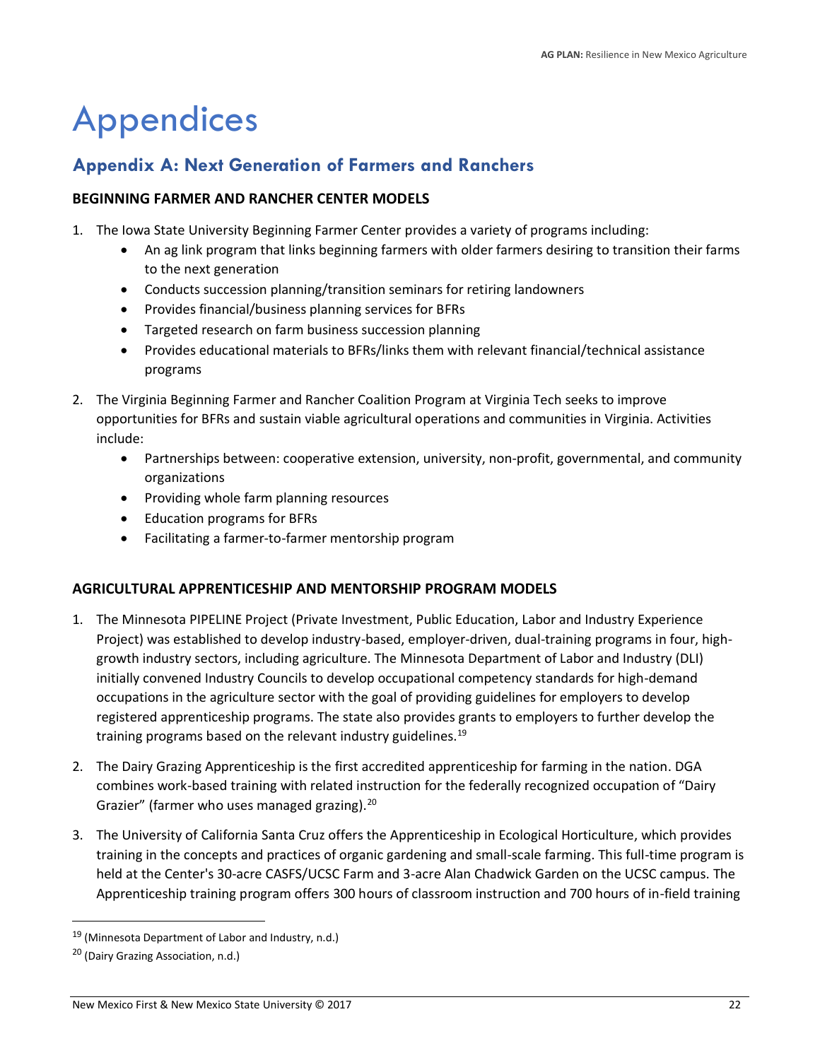# Appendices

## Appendix A: Next Generation of Farmers and Ranchers

### BEGINNING FARMER AND RANCHER CENTER MODELS

1. The Iowa State University Beginning Farmer Center provides a variety of programs including:
    - An ag link program that links beginning farmers with older farmers desiring to transition their farms to the next generation
    - Conducts succession planning/transition seminars for retiring landowners
    - Provides financial/business planning services for BFRs
    - Targeted research on farm business succession planning
    - Provides educational materials to BFRs/links them with relevant financial/technical assistance programs
2. The Virginia Beginning Farmer and Rancher Coalition Program at Virginia Tech seeks to improve opportunities for BFRs and sustain viable agricultural operations and communities in Virginia. Activities include:
    - Partnerships between: cooperative extension, university, non-profit, governmental, and community organizations
    - Providing whole farm planning resources
    - Education programs for BFRs
    - Facilitating a farmer-to-farmer mentorship program

### AGRICULTURAL APPRENTICESHIP AND MENTORSHIP PROGRAM MODELS

1. The Minnesota PIPELINE Project (Private Investment, Public Education, Labor and Industry Experience Project) was established to develop industry-based, employer-driven, dual-training programs in four, high-growth industry sectors, including agriculture. The Minnesota Department of Labor and Industry (DLI) initially convened Industry Councils to develop occupational competency standards for high-demand occupations in the agriculture sector with the goal of providing guidelines for employers to develop registered apprenticeship programs. The state also provides grants to employers to further develop the training programs based on the relevant industry guidelines.[19]
2. The Dairy Grazing Apprenticeship is the first accredited apprenticeship for farming in the nation. DGA combines work-based training with related instruction for the federally recognized occupation of "Dairy Grazier" (farmer who uses managed grazing).[20]
3. The University of California Santa Cruz offers the Apprenticeship in Ecological Horticulture, which provides training in the concepts and practices of organic gardening and small-scale farming. This full-time program is held at the Center's 30-acre CASFS/UCSC Farm and 3-acre Alan Chadwick Garden on the UCSC campus. The Apprenticeship training program offers 300 hours of classroom instruction and 700 hours of in-field training

---

[19] (Minnesota Department of Labor and Industry, n.d.)

[20] (Dairy Grazing Association, n.d.)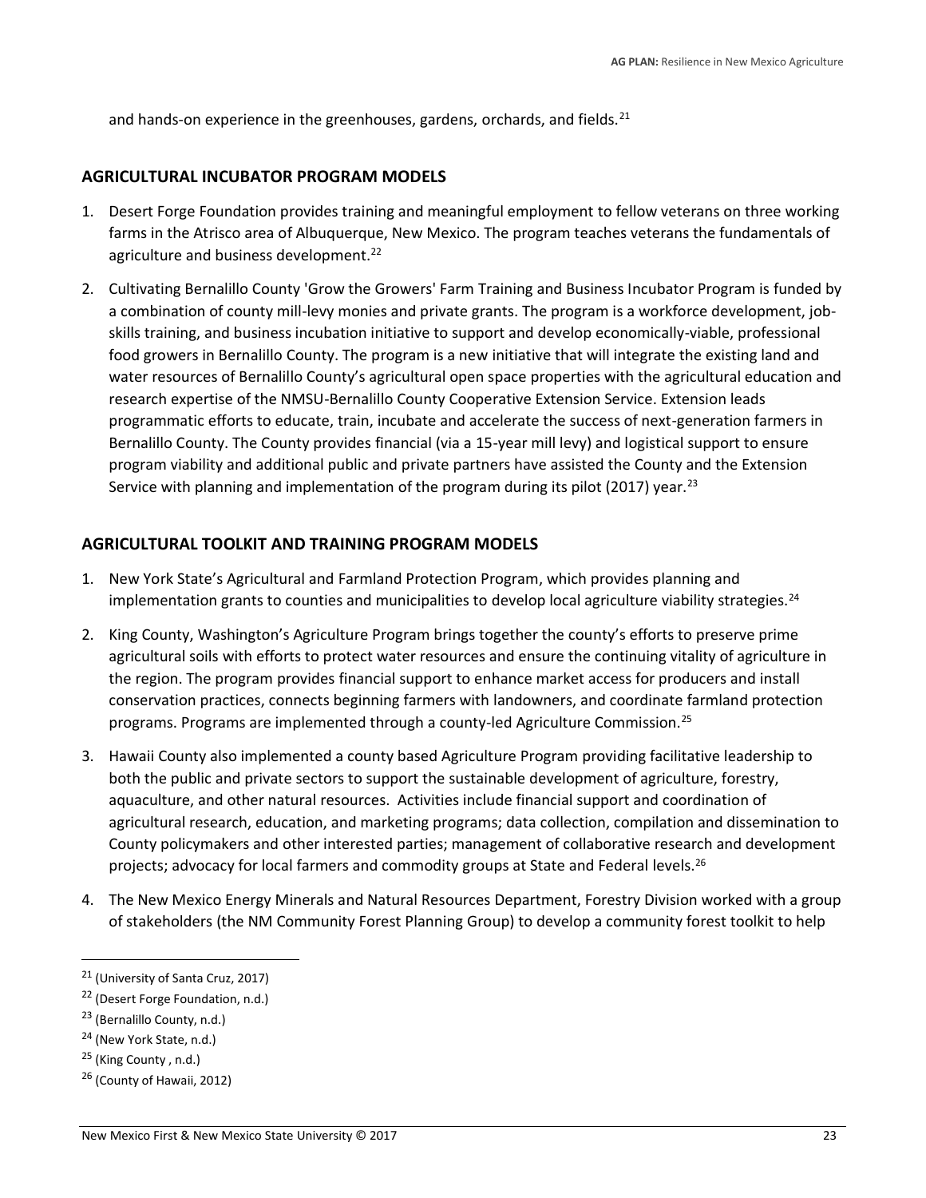and hands-on experience in the greenhouses, gardens, orchards, and fields.[21]

## AGRICULTURAL INCUBATOR PROGRAM MODELS

1. Desert Forge Foundation provides training and meaningful employment to fellow veterans on three working farms in the Atrisco area of Albuquerque, New Mexico. The program teaches veterans the fundamentals of agriculture and business development.[22]
2. Cultivating Bernalillo County 'Grow the Growers' Farm Training and Business Incubator Program is funded by a combination of county mill-levy monies and private grants. The program is a workforce development, job-skills training, and business incubation initiative to support and develop economically-viable, professional food growers in Bernalillo County. The program is a new initiative that will integrate the existing land and water resources of Bernalillo County's agricultural open space properties with the agricultural education and research expertise of the NMSU-Bernalillo County Cooperative Extension Service. Extension leads programmatic efforts to educate, train, incubate and accelerate the success of next-generation farmers in Bernalillo County. The County provides financial (via a 15-year mill levy) and logistical support to ensure program viability and additional public and private partners have assisted the County and the Extension Service with planning and implementation of the program during its pilot (2017) year.[23]

## AGRICULTURAL TOOLKIT AND TRAINING PROGRAM MODELS

1. New York State's Agricultural and Farmland Protection Program, which provides planning and implementation grants to counties and municipalities to develop local agriculture viability strategies.[24]
2. King County, Washington's Agriculture Program brings together the county's efforts to preserve prime agricultural soils with efforts to protect water resources and ensure the continuing vitality of agriculture in the region. The program provides financial support to enhance market access for producers and install conservation practices, connects beginning farmers with landowners, and coordinate farmland protection programs. Programs are implemented through a county-led Agriculture Commission.[25]
3. Hawaii County also implemented a county based Agriculture Program providing facilitative leadership to both the public and private sectors to support the sustainable development of agriculture, forestry, aquaculture, and other natural resources. Activities include financial support and coordination of agricultural research, education, and marketing programs; data collection, compilation and dissemination to County policymakers and other interested parties; management of collaborative research and development projects; advocacy for local farmers and commodity groups at State and Federal levels.[26]
4. The New Mexico Energy Minerals and Natural Resources Department, Forestry Division worked with a group of stakeholders (the NM Community Forest Planning Group) to develop a community forest toolkit to help

---

[21] (University of Santa Cruz, 2017)

[22] (Desert Forge Foundation, n.d.)

[23] (Bernalillo County, n.d.)

[24] (New York State, n.d.)

[25] (King County , n.d.)

[26] (County of Hawaii, 2012)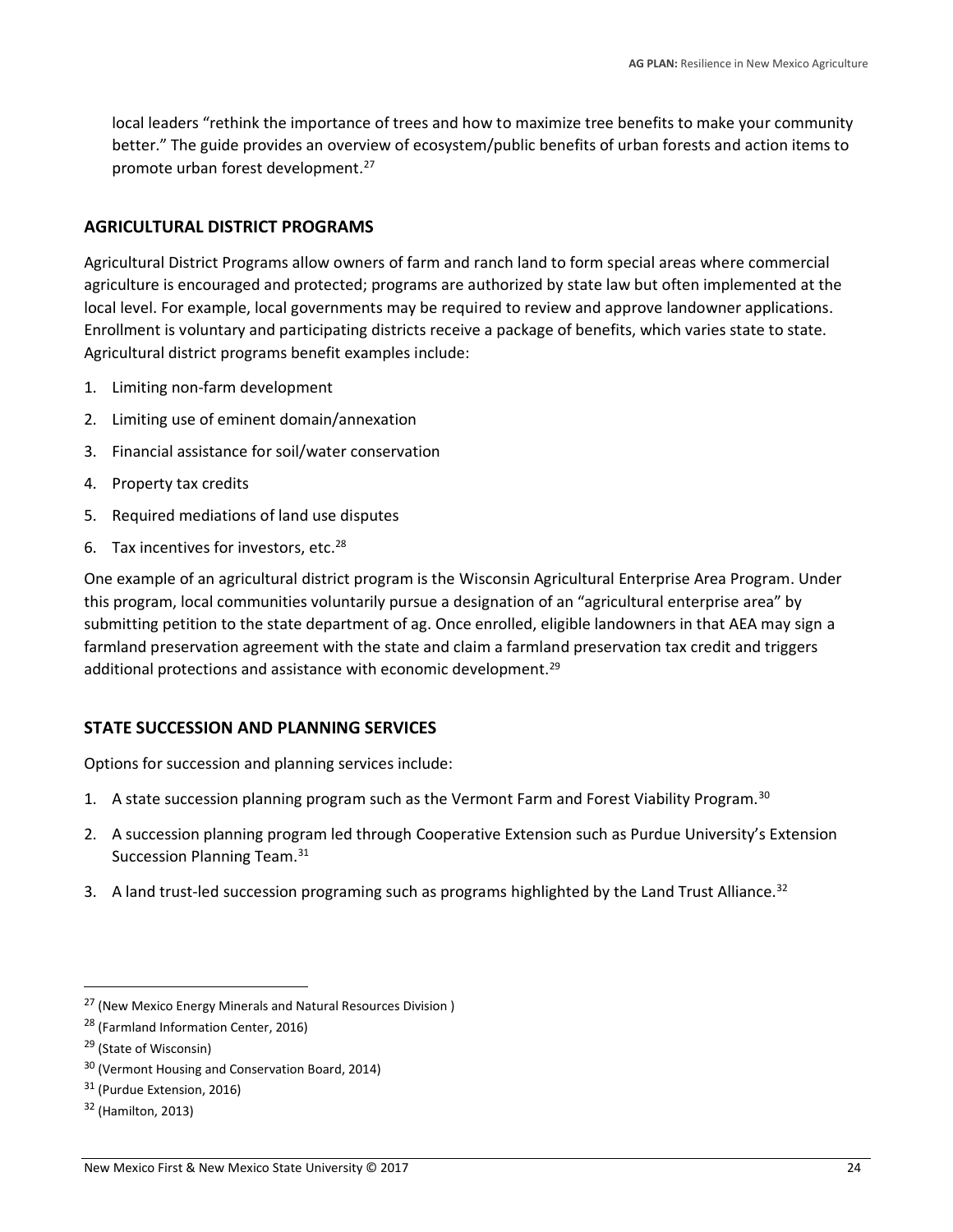local leaders "rethink the importance of trees and how to maximize tree benefits to make your community better." The guide provides an overview of ecosystem/public benefits of urban forests and action items to promote urban forest development.[27]

## AGRICULTURAL DISTRICT PROGRAMS

Agricultural District Programs allow owners of farm and ranch land to form special areas where commercial agriculture is encouraged and protected; programs are authorized by state law but often implemented at the local level. For example, local governments may be required to review and approve landowner applications. Enrollment is voluntary and participating districts receive a package of benefits, which varies state to state. Agricultural district programs benefit examples include:

1. Limiting non-farm development
2. Limiting use of eminent domain/annexation
3. Financial assistance for soil/water conservation
4. Property tax credits
5. Required mediations of land use disputes
6. Tax incentives for investors, etc.[28]

One example of an agricultural district program is the Wisconsin Agricultural Enterprise Area Program. Under this program, local communities voluntarily pursue a designation of an "agricultural enterprise area" by submitting petition to the state department of ag. Once enrolled, eligible landowners in that AEA may sign a farmland preservation agreement with the state and claim a farmland preservation tax credit and triggers additional protections and assistance with economic development.[29]

## STATE SUCCESSION AND PLANNING SERVICES

Options for succession and planning services include:

1. A state succession planning program such as the Vermont Farm and Forest Viability Program.[30]
2. A succession planning program led through Cooperative Extension such as Purdue University's Extension Succession Planning Team.[31]
3. A land trust-led succession programing such as programs highlighted by the Land Trust Alliance.[32]

---

[27] (New Mexico Energy Minerals and Natural Resources Division )

[28] (Farmland Information Center, 2016)

[29] (State of Wisconsin)

[30] (Vermont Housing and Conservation Board, 2014)

[31] (Purdue Extension, 2016)

[32] (Hamilton, 2013)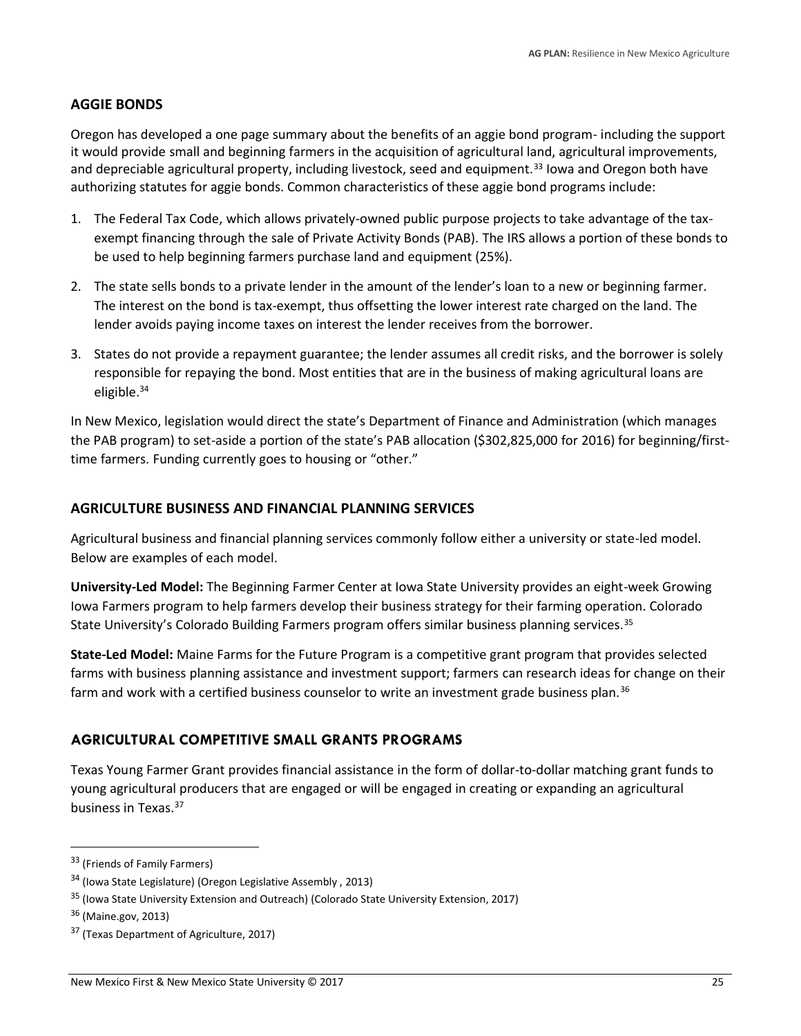## AGGIE BONDS

Oregon has developed a one page summary about the benefits of an aggie bond program- including the support it would provide small and beginning farmers in the acquisition of agricultural land, agricultural improvements, and depreciable agricultural property, including livestock, seed and equipment.[33] Iowa and Oregon both have authorizing statutes for aggie bonds. Common characteristics of these aggie bond programs include:

1. The Federal Tax Code, which allows privately-owned public purpose projects to take advantage of the tax-exempt financing through the sale of Private Activity Bonds (PAB). The IRS allows a portion of these bonds to be used to help beginning farmers purchase land and equipment (25%).
2. The state sells bonds to a private lender in the amount of the lender's loan to a new or beginning farmer. The interest on the bond is tax-exempt, thus offsetting the lower interest rate charged on the land. The lender avoids paying income taxes on interest the lender receives from the borrower.
3. States do not provide a repayment guarantee; the lender assumes all credit risks, and the borrower is solely responsible for repaying the bond. Most entities that are in the business of making agricultural loans are eligible.[34]

In New Mexico, legislation would direct the state's Department of Finance and Administration (which manages the PAB program) to set-aside a portion of the state's PAB allocation ($302,825,000 for 2016) for beginning/first-time farmers. Funding currently goes to housing or "other."

## AGRICULTURE BUSINESS AND FINANCIAL PLANNING SERVICES

Agricultural business and financial planning services commonly follow either a university or state-led model. Below are examples of each model.

**University-Led Model:** The Beginning Farmer Center at Iowa State University provides an eight-week Growing Iowa Farmers program to help farmers develop their business strategy for their farming operation. Colorado State University's Colorado Building Farmers program offers similar business planning services.[35]

**State-Led Model:** Maine Farms for the Future Program is a competitive grant program that provides selected farms with business planning assistance and investment support; farmers can research ideas for change on their farm and work with a certified business counselor to write an investment grade business plan.[36]

## AGRICULTURAL COMPETITIVE SMALL GRANTS PROGRAMS

Texas Young Farmer Grant provides financial assistance in the form of dollar-to-dollar matching grant funds to young agricultural producers that are engaged or will be engaged in creating or expanding an agricultural business in Texas.[37]

---

[33] (Friends of Family Farmers)

[34] (Iowa State Legislature) (Oregon Legislative Assembly , 2013)

[35] (Iowa State University Extension and Outreach) (Colorado State University Extension, 2017)

[36] (Maine.gov, 2013)

[37] (Texas Department of Agriculture, 2017)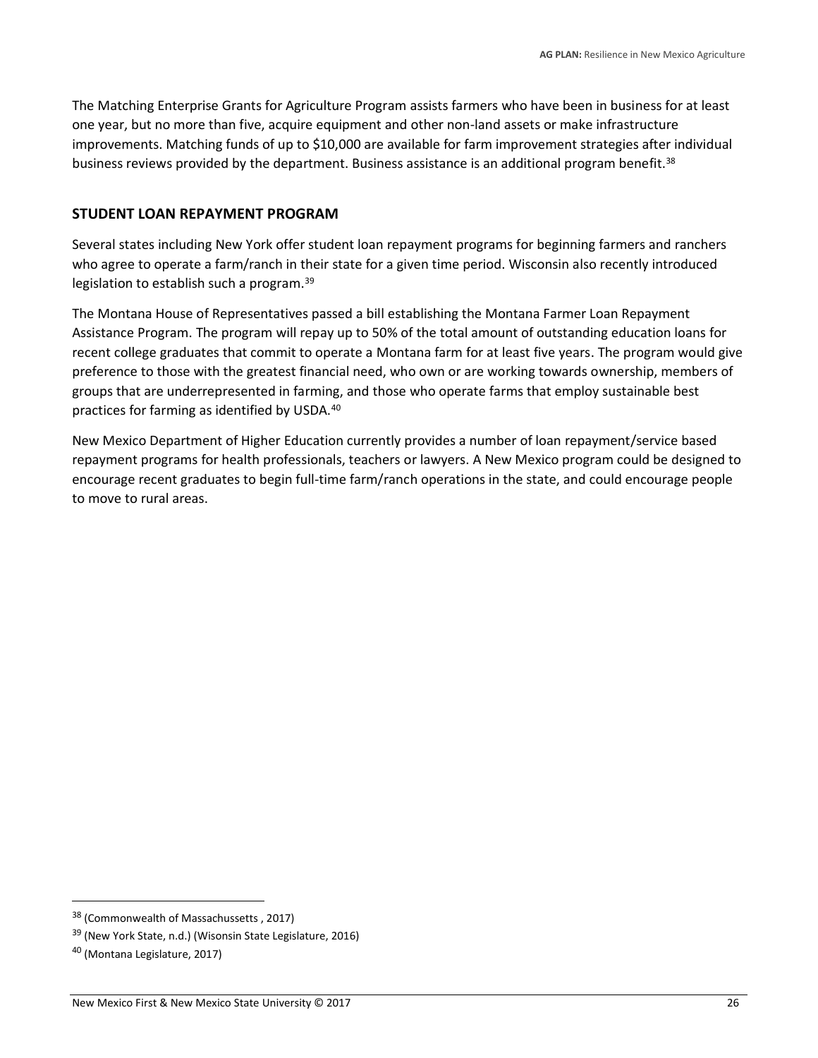The Matching Enterprise Grants for Agriculture Program assists farmers who have been in business for at least one year, but no more than five, acquire equipment and other non-land assets or make infrastructure improvements. Matching funds of up to $10,000 are available for farm improvement strategies after individual business reviews provided by the department. Business assistance is an additional program benefit.[38]

## STUDENT LOAN REPAYMENT PROGRAM

Several states including New York offer student loan repayment programs for beginning farmers and ranchers who agree to operate a farm/ranch in their state for a given time period. Wisconsin also recently introduced legislation to establish such a program.[39]

The Montana House of Representatives passed a bill establishing the Montana Farmer Loan Repayment Assistance Program. The program will repay up to 50% of the total amount of outstanding education loans for recent college graduates that commit to operate a Montana farm for at least five years. The program would give preference to those with the greatest financial need, who own or are working towards ownership, members of groups that are underrepresented in farming, and those who operate farms that employ sustainable best practices for farming as identified by USDA.[40]

New Mexico Department of Higher Education currently provides a number of loan repayment/service based repayment programs for health professionals, teachers or lawyers. A New Mexico program could be designed to encourage recent graduates to begin full-time farm/ranch operations in the state, and could encourage people to move to rural areas.

---

[38] (Commonwealth of Massachussetts , 2017)

[39] (New York State, n.d.) (Wisonsin State Legislature, 2016)

[40] (Montana Legislature, 2017)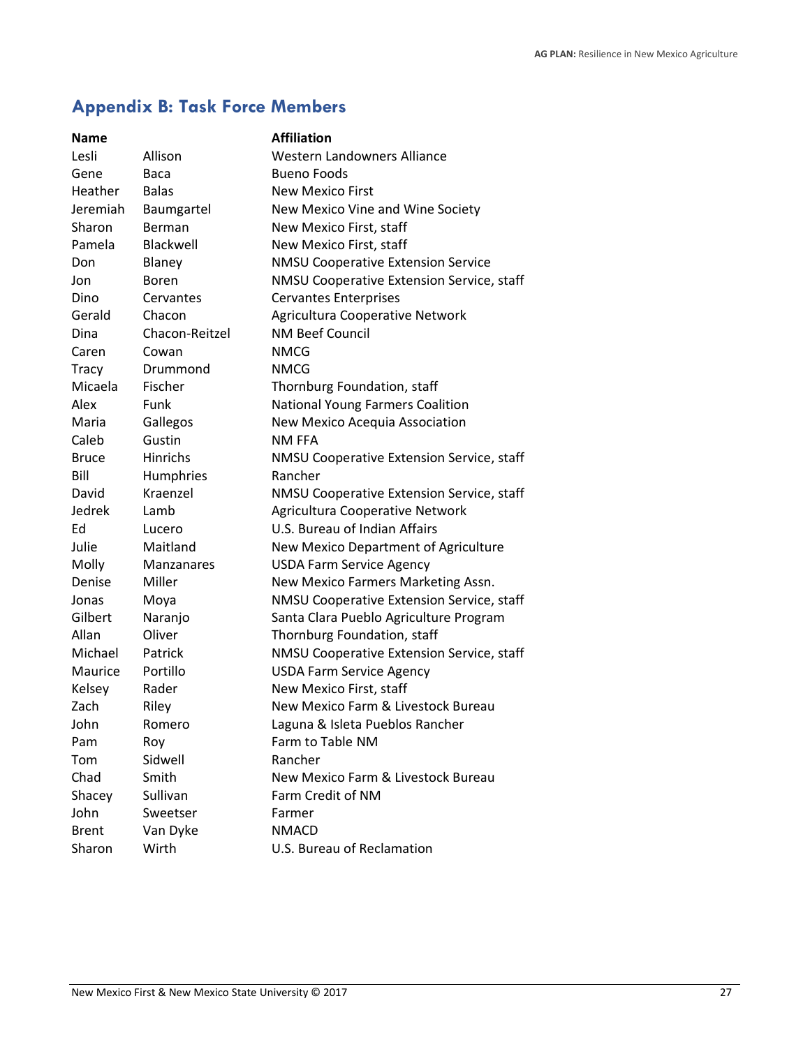## Appendix B: Task Force Members

| Name | | Affiliation |
|---|---|---|
| Lesli | Allison | Western Landowners Alliance |
| Gene | Baca | Bueno Foods |
| Heather | Balas | New Mexico First |
| Jeremiah | Baumgartel | New Mexico Vine and Wine Society |
| Sharon | Berman | New Mexico First, staff |
| Pamela | Blackwell | New Mexico First, staff |
| Don | Blaney | NMSU Cooperative Extension Service |
| Jon | Boren | NMSU Cooperative Extension Service, staff |
| Dino | Cervantes | Cervantes Enterprises |
| Gerald | Chacon | Agricultura Cooperative Network |
| Dina | Chacon-Reitzel | NM Beef Council |
| Caren | Cowan | NMCG |
| Tracy | Drummond | NMCG |
| Micaela | Fischer | Thornburg Foundation, staff |
| Alex | Funk | National Young Farmers Coalition |
| Maria | Gallegos | New Mexico Acequia Association |
| Caleb | Gustin | NM FFA |
| Bruce | Hinrichs | NMSU Cooperative Extension Service, staff |
| Bill | Humphries | Rancher |
| David | Kraenzel | NMSU Cooperative Extension Service, staff |
| Jedrek | Lamb | Agricultura Cooperative Network |
| Ed | Lucero | U.S. Bureau of Indian Affairs |
| Julie | Maitland | New Mexico Department of Agriculture |
| Molly | Manzanares | USDA Farm Service Agency |
| Denise | Miller | New Mexico Farmers Marketing Assn. |
| Jonas | Moya | NMSU Cooperative Extension Service, staff |
| Gilbert | Naranjo | Santa Clara Pueblo Agriculture Program |
| Allan | Oliver | Thornburg Foundation, staff |
| Michael | Patrick | NMSU Cooperative Extension Service, staff |
| Maurice | Portillo | USDA Farm Service Agency |
| Kelsey | Rader | New Mexico First, staff |
| Zach | Riley | New Mexico Farm & Livestock Bureau |
| John | Romero | Laguna & Isleta Pueblos Rancher |
| Pam | Roy | Farm to Table NM |
| Tom | Sidwell | Rancher |
| Chad | Smith | New Mexico Farm & Livestock Bureau |
| Shacey | Sullivan | Farm Credit of NM |
| John | Sweetser | Farmer |
| Brent | Van Dyke | NMACD |
| Sharon | Wirth | U.S. Bureau of Reclamation |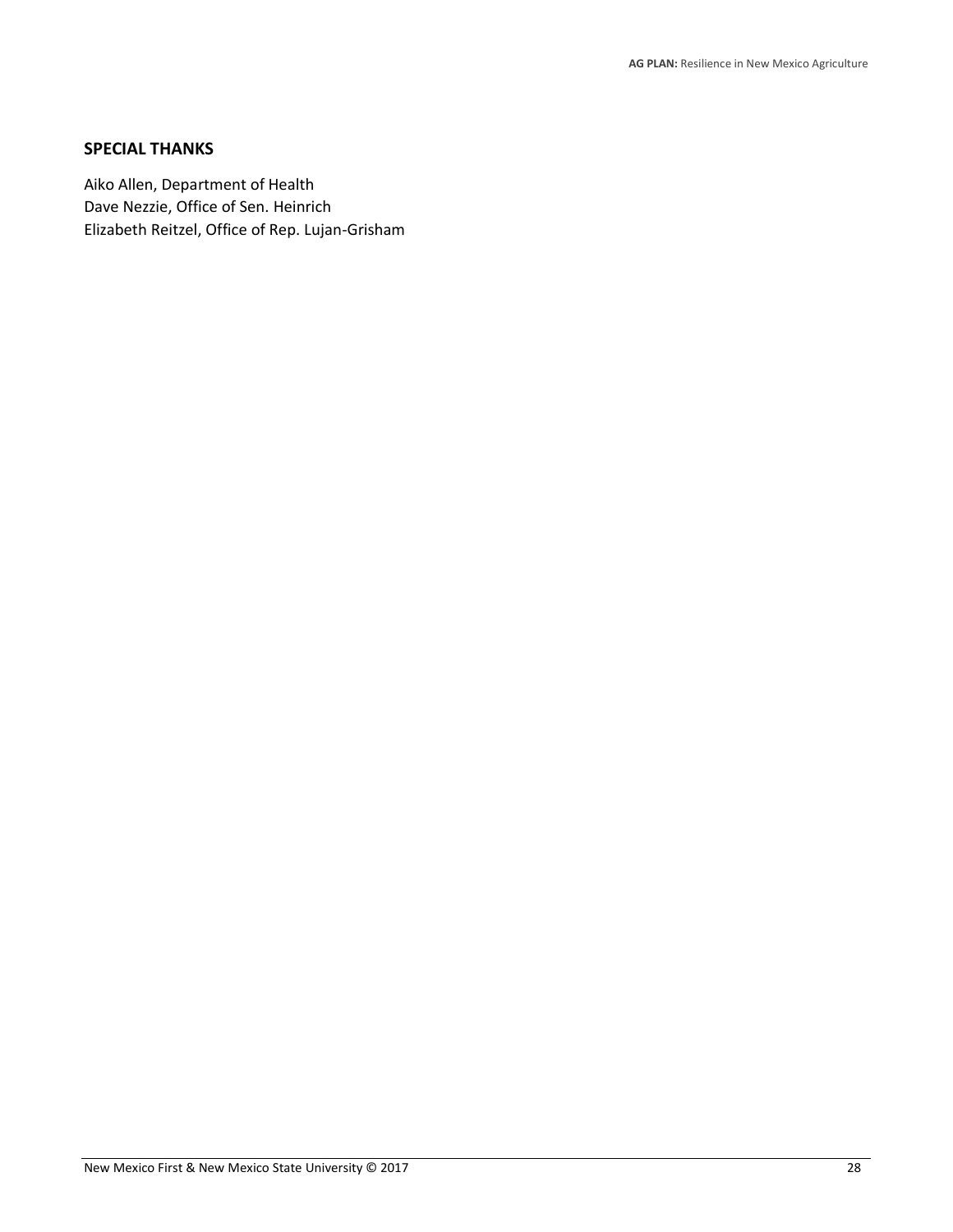## SPECIAL THANKS

Aiko Allen, Department of Health
Dave Nezzie, Office of Sen. Heinrich
Elizabeth Reitzel, Office of Rep. Lujan-Grisham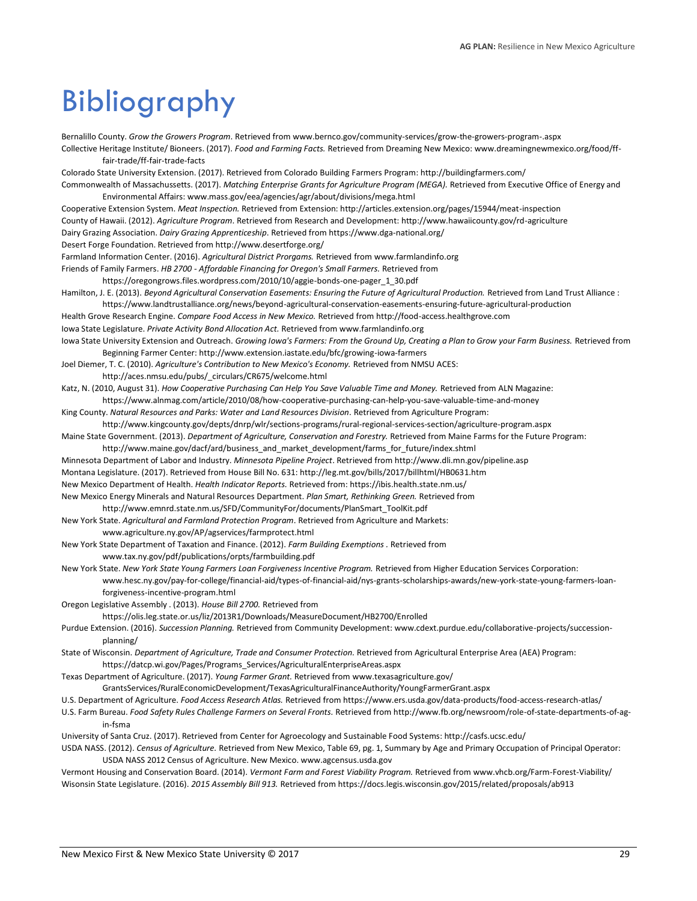# Bibliography

Bernalillo County. *Grow the Growers Program*. Retrieved from www.bernco.gov/community-services/grow-the-growers-program-.aspx

Collective Heritage Institute/ Bioneers. (2017). *Food and Farming Facts.* Retrieved from Dreaming New Mexico: www.dreamingnewmexico.org/food/ff-fair-trade/ff-fair-trade-facts

Colorado State University Extension. (2017). Retrieved from Colorado Building Farmers Program: http://buildingfarmers.com/

Commonwealth of Massachussetts. (2017). *Matching Enterprise Grants for Agriculture Program (MEGA).* Retrieved from Executive Office of Energy and Environmental Affairs: www.mass.gov/eea/agencies/agr/about/divisions/mega.html

Cooperative Extension System. *Meat Inspection.* Retrieved from Extension: http://articles.extension.org/pages/15944/meat-inspection

County of Hawaii. (2012). *Agriculture Program*. Retrieved from Research and Development: http://www.hawaiicounty.gov/rd-agriculture

Dairy Grazing Association. *Dairy Grazing Apprenticeship*. Retrieved from https://www.dga-national.org/

Desert Forge Foundation. Retrieved from http://www.desertforge.org/

Farmland Information Center. (2016). *Agricultural District Prorgams.* Retrieved from www.farmlandinfo.org

Friends of Family Farmers. *HB 2700 - Affordable Financing for Oregon's Small Farmers.* Retrieved from https://oregongrows.files.wordpress.com/2010/10/aggie-bonds-one-pager_1_30.pdf

Hamilton, J. E. (2013). *Beyond Agricultural Conservation Easements: Ensuring the Future of Agricultural Production.* Retrieved from Land Trust Alliance : https://www.landtrustalliance.org/news/beyond-agricultural-conservation-easements-ensuring-future-agricultural-production

Health Grove Research Engine. *Compare Food Access in New Mexico.* Retrieved from http://food-access.healthgrove.com

Iowa State Legislature. *Private Activity Bond Allocation Act.* Retrieved from www.farmlandinfo.org

Iowa State University Extension and Outreach. *Growing Iowa's Farmers: From the Ground Up, Creating a Plan to Grow your Farm Business.* Retrieved from Beginning Farmer Center: http://www.extension.iastate.edu/bfc/growing-iowa-farmers

Joel Diemer, T. C. (2010). *Agriculture's Contribution to New Mexico's Economy.* Retrieved from NMSU ACES: http://aces.nmsu.edu/pubs/_circulars/CR675/welcome.html

Katz, N. (2010, August 31). *How Cooperative Purchasing Can Help You Save Valuable Time and Money.* Retrieved from ALN Magazine: https://www.alnmag.com/article/2010/08/how-cooperative-purchasing-can-help-you-save-valuable-time-and-money

King County. *Natural Resources and Parks: Water and Land Resources Division*. Retrieved from Agriculture Program: http://www.kingcounty.gov/depts/dnrp/wlr/sections-programs/rural-regional-services-section/agriculture-program.aspx

Maine State Government. (2013). *Department of Agriculture, Conservation and Forestry.* Retrieved from Maine Farms for the Future Program: http://www.maine.gov/dacf/ard/business_and_market_development/farms_for_future/index.shtml

Minnesota Department of Labor and Industry. *Minnesota Pipeline Project*. Retrieved from http://www.dli.mn.gov/pipeline.asp

Montana Legislature. (2017). Retrieved from House Bill No. 631: http://leg.mt.gov/bills/2017/billhtml/HB0631.htm

New Mexico Department of Health. *Health Indicator Reports.* Retrieved from: https://ibis.health.state.nm.us/

New Mexico Energy Minerals and Natural Resources Department. *Plan Smart, Rethinking Green.* Retrieved from http://www.emnrd.state.nm.us/SFD/CommunityFor/documents/PlanSmart_ToolKit.pdf

New York State. *Agricultural and Farmland Protection Program*. Retrieved from Agriculture and Markets: www.agriculture.ny.gov/AP/agservices/farmprotect.html

New York State Department of Taxation and Finance. (2012). *Farm Building Exemptions* . Retrieved from www.tax.ny.gov/pdf/publications/orpts/farmbuilding.pdf

New York State. *New York State Young Farmers Loan Forgiveness Incentive Program.* Retrieved from Higher Education Services Corporation: www.hesc.ny.gov/pay-for-college/financial-aid/types-of-financial-aid/nys-grants-scholarships-awards/new-york-state-young-farmers-loan-forgiveness-incentive-program.html

Oregon Legislative Assembly . (2013). *House Bill 2700.* Retrieved from https://olis.leg.state.or.us/liz/2013R1/Downloads/MeasureDocument/HB2700/Enrolled

Purdue Extension. (2016). *Succession Planning.* Retrieved from Community Development: www.cdext.purdue.edu/collaborative-projects/succession-planning/

State of Wisconsin. *Department of Agriculture, Trade and Consumer Protection*. Retrieved from Agricultural Enterprise Area (AEA) Program: https://datcp.wi.gov/Pages/Programs_Services/AgriculturalEnterpriseAreas.aspx

Texas Department of Agriculture. (2017). *Young Farmer Grant.* Retrieved from www.texasagriculture.gov/GrantsServices/RuralEconomicDevelopment/TexasAgriculturalFinanceAuthority/YoungFarmerGrant.aspx

U.S. Department of Agriculture. *Food Access Research Atlas.* Retrieved from https://www.ers.usda.gov/data-products/food-access-research-atlas/

U.S. Farm Bureau. *Food Safety Rules Challenge Farmers on Several Fronts.* Retrieved from http://www.fb.org/newsroom/role-of-state-departments-of-ag-in-fsma

University of Santa Cruz. (2017). Retrieved from Center for Agroecology and Sustainable Food Systems: http://casfs.ucsc.edu/

USDA NASS. (2012). *Census of Agriculture.* Retrieved from New Mexico, Table 69, pg. 1, Summary by Age and Primary Occupation of Principal Operator: USDA NASS 2012 Census of Agriculture. New Mexico. www.agcensus.usda.gov

Vermont Housing and Conservation Board. (2014). *Vermont Farm and Forest Viability Program.* Retrieved from www.vhcb.org/Farm-Forest-Viability/

Wisonsin State Legislature. (2016). *2015 Assembly Bill 913.* Retrieved from https://docs.legis.wisconsin.gov/2015/related/proposals/ab913

New Mexico First & New Mexico State University © 2017